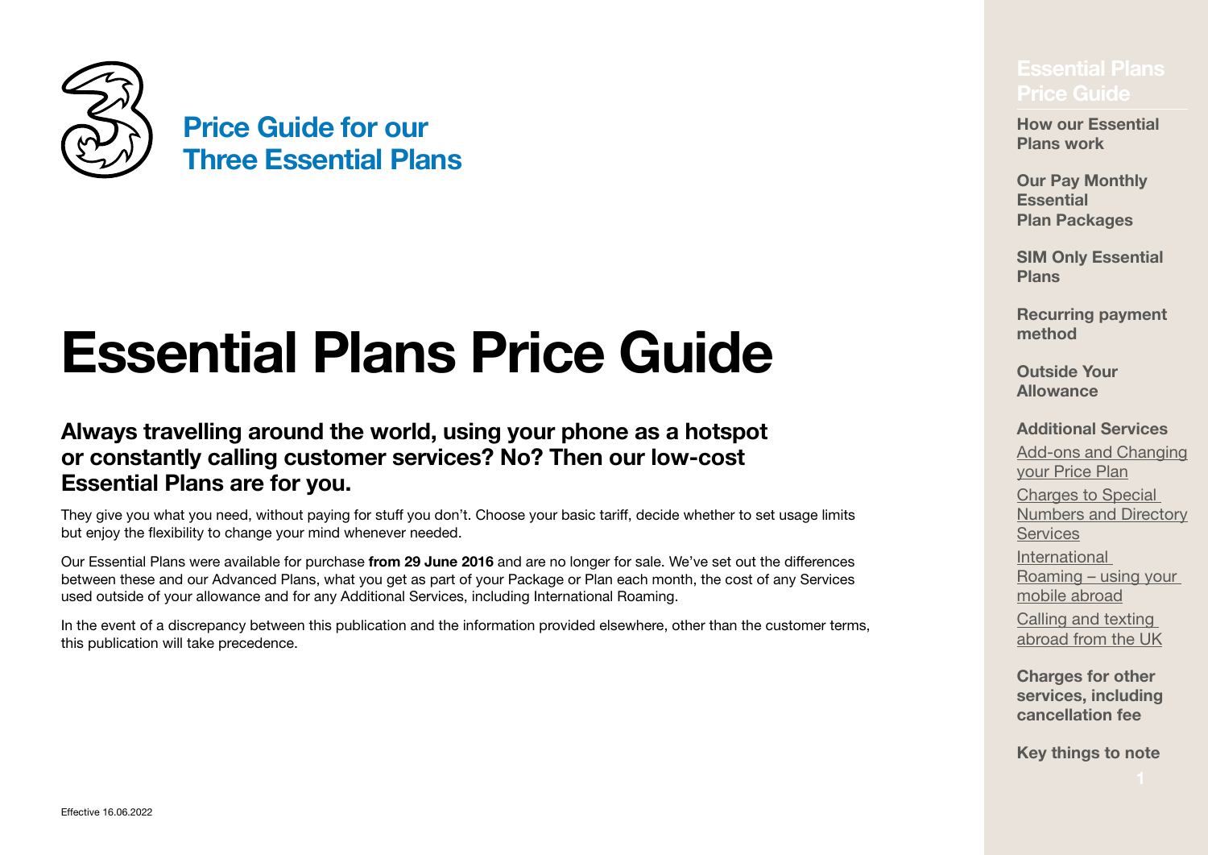## Price Guide for our Three Essential Plans

# Essential Plans Price Guide

### Always travelling around the world, using your phone as a hotspot or constantly calling customer services? No? Then our low-cost Essential Plans are for you.

They give you what you need, without paying for stuff you don't. Choose your basic tariff, decide whether to set usage limits but enjoy the flexibility to change your mind whenever needed.

Our Essential Plans were available for purchase **from 29 June 2016** and are no longer for sale. We've set out the differences between these and our Advanced Plans, what you get as part of your Package or Plan each month, the cost of any Services used outside of your allowance and for any Additional Services, including International Roaming.

In the event of a discrepancy between this publication and the information provided elsewhere, other than the customer terms, this publication will take precedence.

Effective 16.06.2022

**Essential Plans Price Guide**

**How our Essential Plans work**

**Our Pay Monthly Essential Plan Packages**

**SIM Only Essential Plans**

**Recurring payment method**

**Outside Your Allowance**

**Additional Services**

Add-ons and Changing your Price Plan

Charges to Special Numbers and Directory Services

International Roaming – using your mobile abroad

Calling and texting abroad from the UK

**Charges for other services, including cancellation fee**

**Key things to note**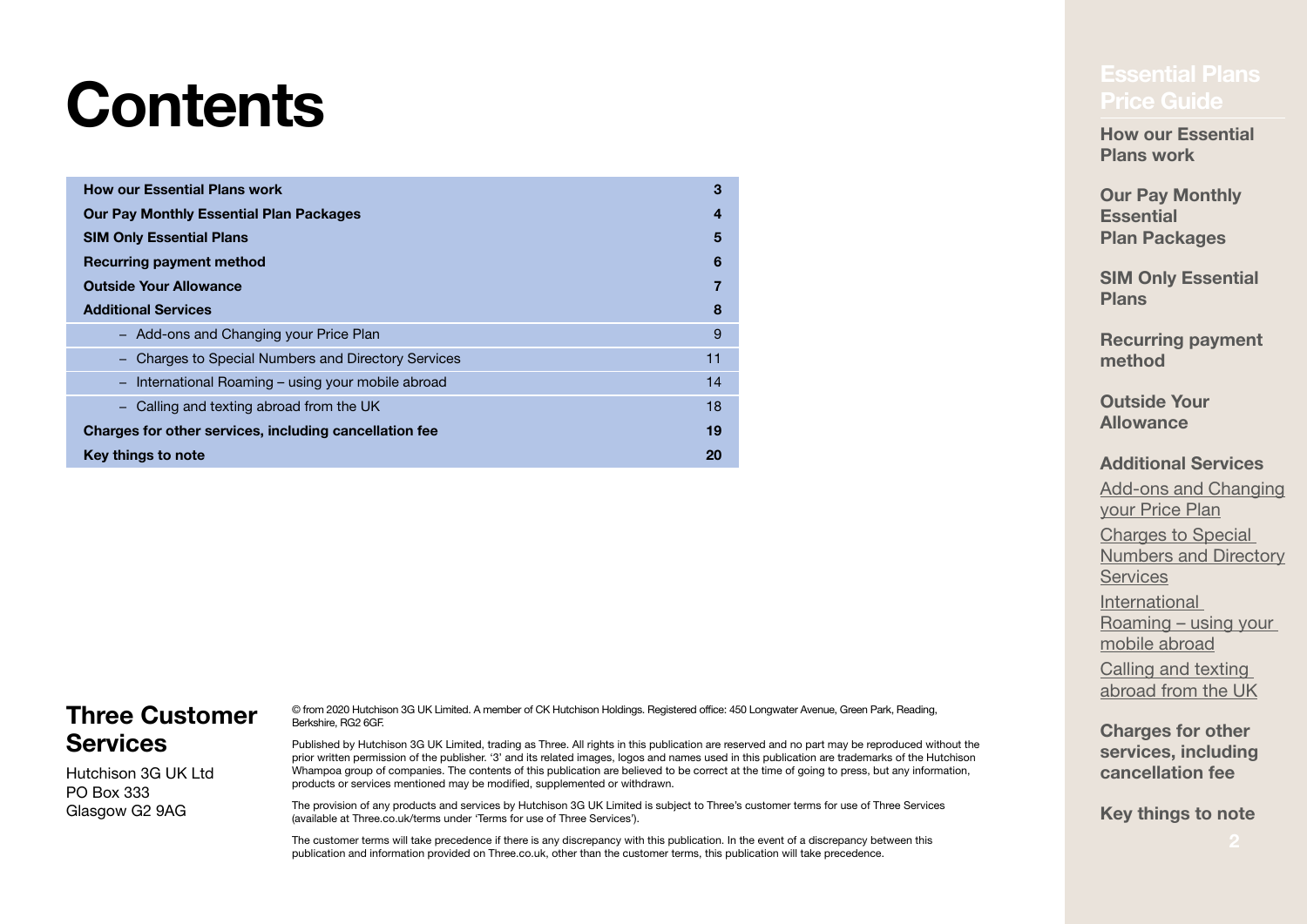# Contents

| | |
|---|---|
| **How our Essential Plans work** | **3** |
| **Our Pay Monthly Essential Plan Packages** | **4** |
| **SIM Only Essential Plans** | **5** |
| **Recurring payment method** | **6** |
| **Outside Your Allowance** | **7** |
| **Additional Services** | **8** |
| – Add-ons and Changing your Price Plan | 9 |
| – Charges to Special Numbers and Directory Services | 11 |
| – International Roaming – using your mobile abroad | 14 |
| – Calling and texting abroad from the UK | 18 |
| **Charges for other services, including cancellation fee** | **19** |
| **Key things to note** | **20** |

## Three Customer Services

Hutchison 3G UK Ltd
PO Box 333
Glasgow G2 9AG

© from 2020 Hutchison 3G UK Limited. A member of CK Hutchison Holdings. Registered office: 450 Longwater Avenue, Green Park, Reading, Berkshire, RG2 6GF.

Published by Hutchison 3G UK Limited, trading as Three. All rights in this publication are reserved and no part may be reproduced without the prior written permission of the publisher. '3' and its related images, logos and names used in this publication are trademarks of the Hutchison Whampoa group of companies. The contents of this publication are believed to be correct at the time of going to press, but any information, products or services mentioned may be modified, supplemented or withdrawn.

The provision of any products and services by Hutchison 3G UK Limited is subject to Three's customer terms for use of Three Services (available at Three.co.uk/terms under 'Terms for use of Three Services').

The customer terms will take precedence if there is any discrepancy with this publication. In the event of a discrepancy between this publication and information provided on Three.co.uk, other than the customer terms, this publication will take precedence.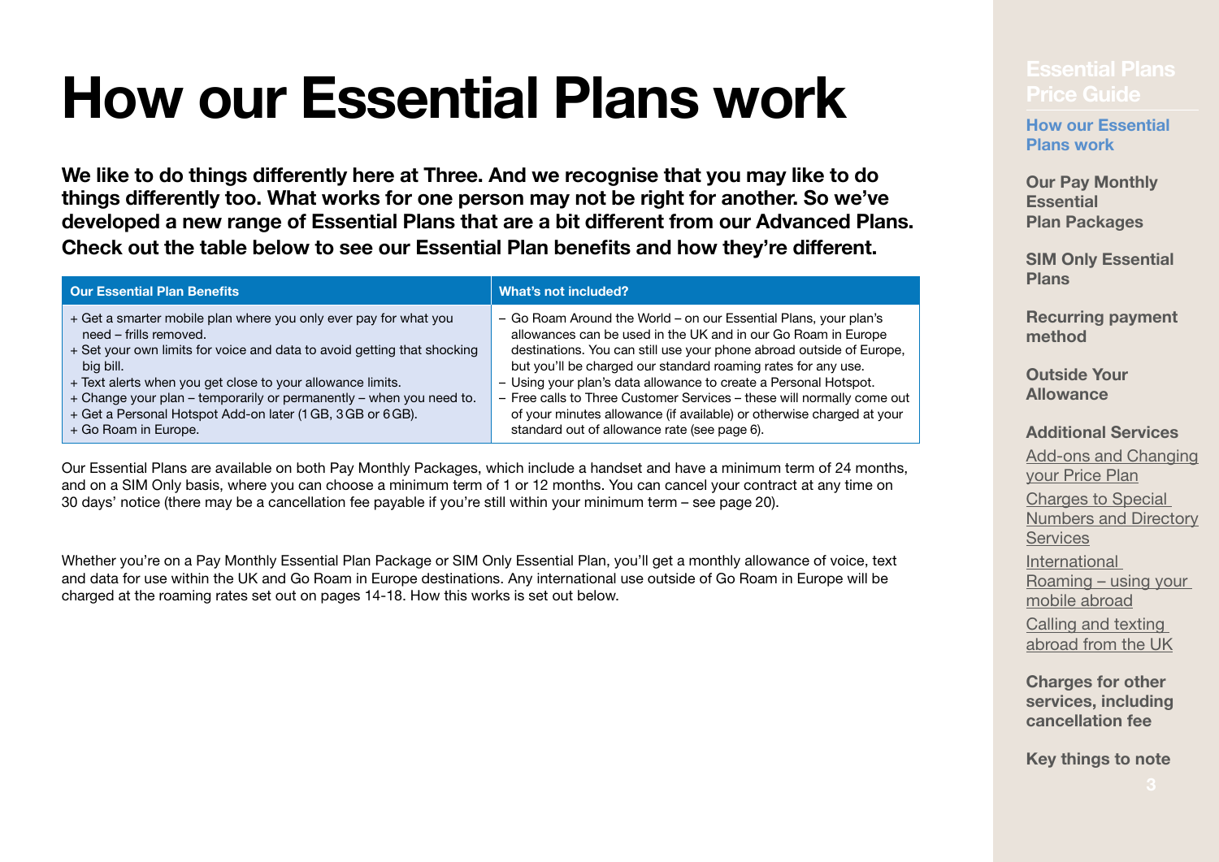# How our Essential Plans work

**We like to do things differently here at Three. And we recognise that you may like to do things differently too. What works for one person may not be right for another. So we've developed a new range of Essential Plans that are a bit different from our Advanced Plans. Check out the table below to see our Essential Plan benefits and how they're different.**

| Our Essential Plan Benefits | What's not included? |
|---|---|
| + Get a smarter mobile plan where you only ever pay for what you need – frills removed.<br>+ Set your own limits for voice and data to avoid getting that shocking big bill.<br>+ Text alerts when you get close to your allowance limits.<br>+ Change your plan – temporarily or permanently – when you need to.<br>+ Get a Personal Hotspot Add-on later (1 GB, 3 GB or 6 GB).<br>+ Go Roam in Europe. | – Go Roam Around the World – on our Essential Plans, your plan's allowances can be used in the UK and in our Go Roam in Europe destinations. You can still use your phone abroad outside of Europe, but you'll be charged our standard roaming rates for any use.<br>– Using your plan's data allowance to create a Personal Hotspot.<br>– Free calls to Three Customer Services – these will normally come out of your minutes allowance (if available) or otherwise charged at your standard out of allowance rate (see page 6). |

Our Essential Plans are available on both Pay Monthly Packages, which include a handset and have a minimum term of 24 months, and on a SIM Only basis, where you can choose a minimum term of 1 or 12 months. You can cancel your contract at any time on 30 days' notice (there may be a cancellation fee payable if you're still within your minimum term – see page 20).

Whether you're on a Pay Monthly Essential Plan Package or SIM Only Essential Plan, you'll get a monthly allowance of voice, text and data for use within the UK and Go Roam in Europe destinations. Any international use outside of Go Roam in Europe will be charged at the roaming rates set out on pages 14-18. How this works is set out below.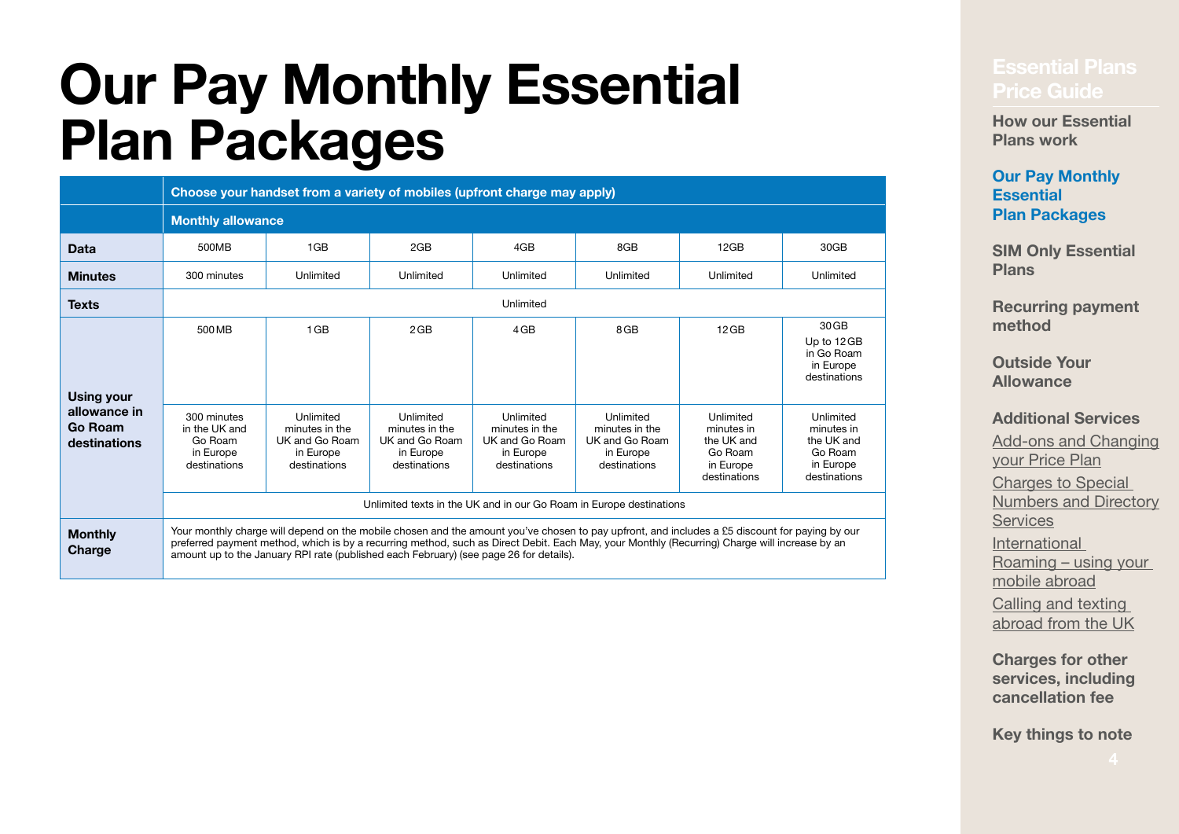# Our Pay Monthly Essential Plan Packages

| | Choose your handset from a variety of mobiles (upfront charge may apply) | | | | | | |
|---|---|---|---|---|---|---|---|
| | **Monthly allowance** | | | | | | |
| **Data** | 500MB | 1GB | 2GB | 4GB | 8GB | 12GB | 30GB |
| **Minutes** | 300 minutes | Unlimited | Unlimited | Unlimited | Unlimited | Unlimited | Unlimited |
| **Texts** | Unlimited | | | | | | |
| **Using your allowance in Go Roam destinations** | 500 MB | 1 GB | 2 GB | 4 GB | 8 GB | 12 GB | 30 GB Up to 12 GB in Go Roam in Europe destinations |
| | 300 minutes in the UK and Go Roam in Europe destinations | Unlimited minutes in the UK and Go Roam in Europe destinations | Unlimited minutes in the UK and Go Roam in Europe destinations | Unlimited minutes in the UK and Go Roam in Europe destinations | Unlimited minutes in the UK and Go Roam in Europe destinations | Unlimited minutes in the UK and Go Roam in Europe destinations | Unlimited minutes in the UK and Go Roam in Europe destinations |
| | Unlimited texts in the UK and in our Go Roam in Europe destinations | | | | | | |
| **Monthly Charge** | Your monthly charge will depend on the mobile chosen and the amount you've chosen to pay upfront, and includes a £5 discount for paying by our preferred payment method, which is by a recurring method, such as Direct Debit. Each May, your Monthly (Recurring) Charge will increase by an amount up to the January RPI rate (published each February) (see page 26 for details). | | | | | | |

Essential Plans Price Guide

- How our Essential Plans work
- Our Pay Monthly Essential Plan Packages
- SIM Only Essential Plans
- Recurring payment method
- Outside Your Allowance
- Additional Services
  - Add-ons and Changing your Price Plan
  - Charges to Special Numbers and Directory Services
  - International Roaming – using your mobile abroad
  - Calling and texting abroad from the UK
- Charges for other services, including cancellation fee
- Key things to note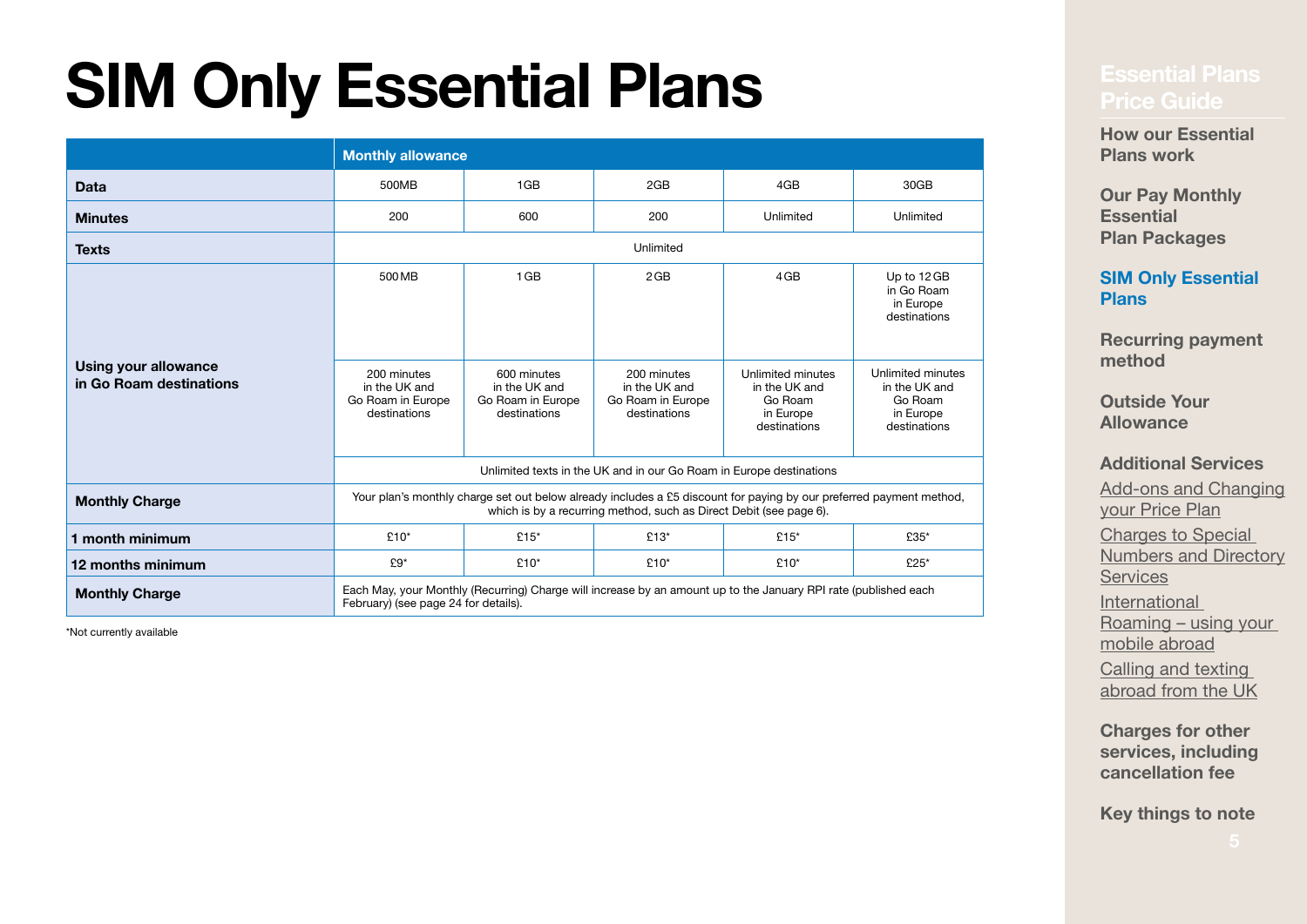# SIM Only Essential Plans

| | Monthly allowance | | | | |
|---|---|---|---|---|---|
| **Data** | 500MB | 1GB | 2GB | 4GB | 30GB |
| **Minutes** | 200 | 600 | 200 | Unlimited | Unlimited |
| **Texts** | Unlimited | | | | |
| **Using your allowance in Go Roam destinations** | 500 MB | 1 GB | 2 GB | 4 GB | Up to 12 GB in Go Roam in Europe destinations |
| | 200 minutes in the UK and Go Roam in Europe destinations | 600 minutes in the UK and Go Roam in Europe destinations | 200 minutes in the UK and Go Roam in Europe destinations | Unlimited minutes in the UK and Go Roam in Europe destinations | Unlimited minutes in the UK and Go Roam in Europe destinations |
| | Unlimited texts in the UK and in our Go Roam in Europe destinations | | | | |
| **Monthly Charge** | Your plan's monthly charge set out below already includes a £5 discount for paying by our preferred payment method, which is by a recurring method, such as Direct Debit (see page 6). | | | | |
| **1 month minimum** | £10* | £15* | £13* | £15* | £35* |
| **12 months minimum** | £9* | £10* | £10* | £10* | £25* |
| **Monthly Charge** | Each May, your Monthly (Recurring) Charge will increase by an amount up to the January RPI rate (published each February) (see page 24 for details). | | | | |

*Not currently available

**Essential Plans Price Guide**

- How our Essential Plans work
- Our Pay Monthly Essential Plan Packages
- **SIM Only Essential Plans**
- Recurring payment method
- Outside Your Allowance
- Additional Services
  - Add-ons and Changing your Price Plan
  - Charges to Special Numbers and Directory Services
  - International Roaming – using your mobile abroad
  - Calling and texting abroad from the UK
- Charges for other services, including cancellation fee
- Key things to note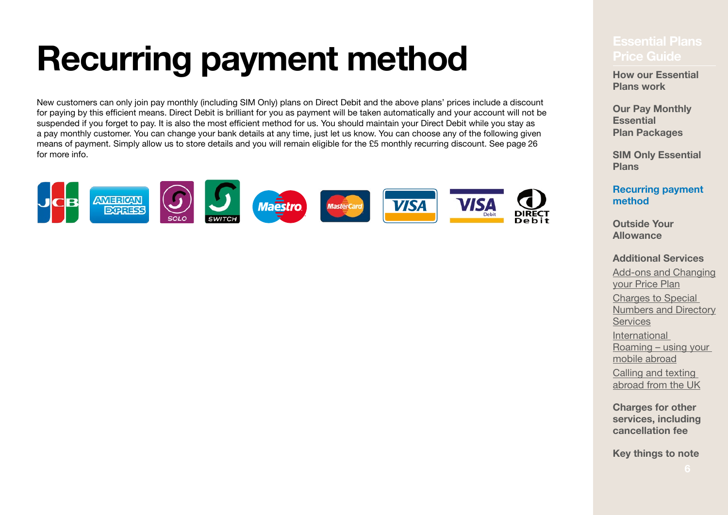# Recurring payment method

New customers can only join pay monthly (including SIM Only) plans on Direct Debit and the above plans' prices include a discount for paying by this efficient means. Direct Debit is brilliant for you as payment will be taken automatically and your account will not be suspended if you forget to pay. It is also the most efficient method for us. You should maintain your Direct Debit while you stay as a pay monthly customer. You can change your bank details at any time, just let us know. You can choose any of the following given means of payment. Simply allow us to store details and you will remain eligible for the £5 monthly recurring discount. See page 26 for more info.

JCB · AMERICAN EXPRESS · SOLO · SWITCH · Maestro · MasterCard · VISA · VISA Debit · DIRECT Debit

**Essential Plans Price Guide**

- How our Essential Plans work
- Our Pay Monthly Essential Plan Packages
- SIM Only Essential Plans
- Recurring payment method
- Outside Your Allowance
- Additional Services
  - Add-ons and Changing your Price Plan
  - Charges to Special Numbers and Directory Services
  - International Roaming – using your mobile abroad
  - Calling and texting abroad from the UK
- Charges for other services, including cancellation fee
- Key things to note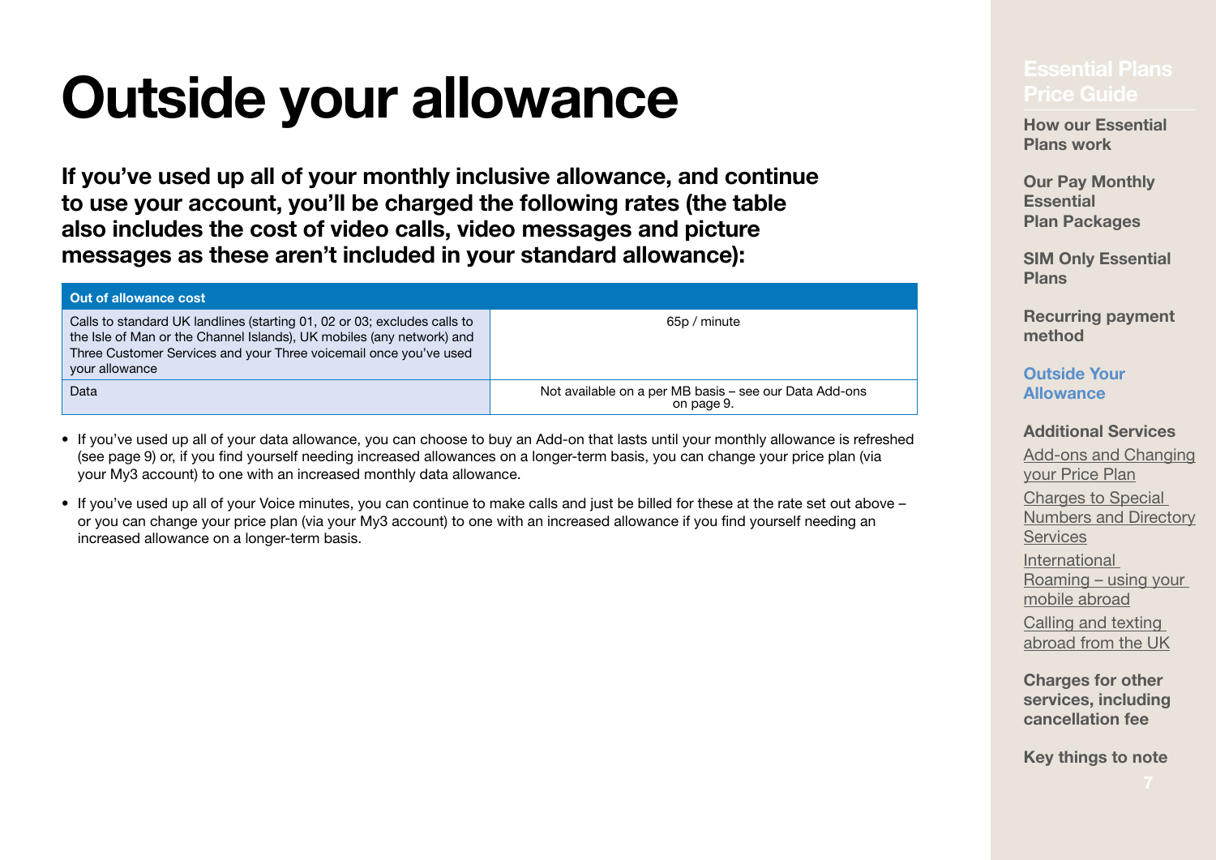# Outside your allowance

**If you've used up all of your monthly inclusive allowance, and continue to use your account, you'll be charged the following rates (the table also includes the cost of video calls, video messages and picture messages as these aren't included in your standard allowance):**

| Out of allowance cost | |
|---|---|
| Calls to standard UK landlines (starting 01, 02 or 03; excludes calls to the Isle of Man or the Channel Islands), UK mobiles (any network) and Three Customer Services and your Three voicemail once you've used your allowance | 65p / minute |
| Data | Not available on a per MB basis – see our Data Add-ons on page 9. |

- If you've used up all of your data allowance, you can choose to buy an Add-on that lasts until your monthly allowance is refreshed (see page 9) or, if you find yourself needing increased allowances on a longer-term basis, you can change your price plan (via your My3 account) to one with an increased monthly data allowance.
- If you've used up all of your Voice minutes, you can continue to make calls and just be billed for these at the rate set out above – or you can change your price plan (via your My3 account) to one with an increased allowance if you find yourself needing an increased allowance on a longer-term basis.

**Essential Plans Price Guide**

**How our Essential Plans work**

**Our Pay Monthly Essential Plan Packages**

**SIM Only Essential Plans**

**Recurring payment method**

**Outside Your Allowance**

**Additional Services**

Add-ons and Changing your Price Plan

Charges to Special Numbers and Directory Services

International Roaming – using your mobile abroad

Calling and texting abroad from the UK

**Charges for other services, including cancellation fee**

**Key things to note**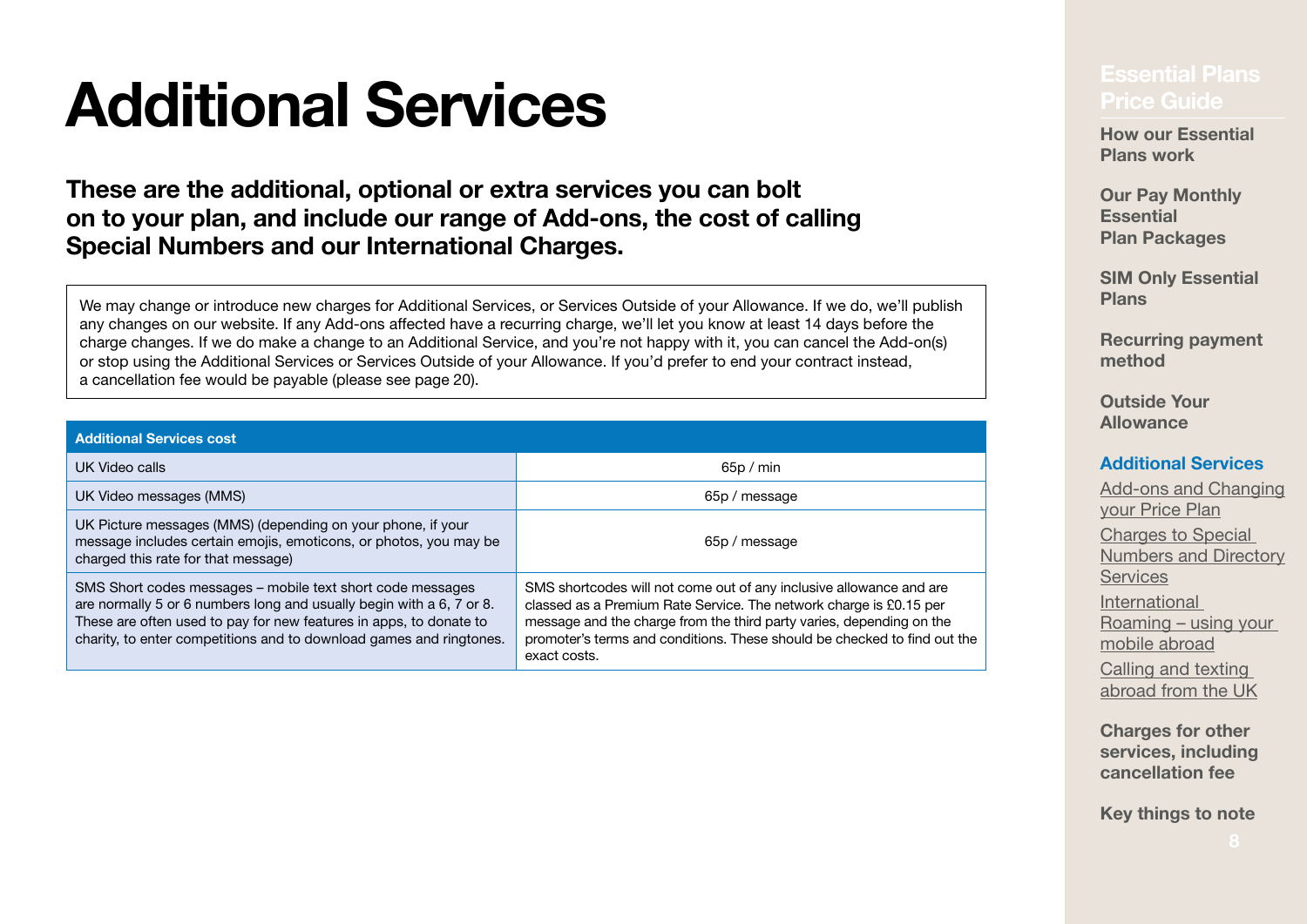# Additional Services

**These are the additional, optional or extra services you can bolt on to your plan, and include our range of Add-ons, the cost of calling Special Numbers and our International Charges.**

We may change or introduce new charges for Additional Services, or Services Outside of your Allowance. If we do, we'll publish any changes on our website. If any Add-ons affected have a recurring charge, we'll let you know at least 14 days before the charge changes. If we do make a change to an Additional Service, and you're not happy with it, you can cancel the Add-on(s) or stop using the Additional Services or Services Outside of your Allowance. If you'd prefer to end your contract instead, a cancellation fee would be payable (please see page 20).

| Additional Services cost | |
|---|---|
| UK Video calls | 65p / min |
| UK Video messages (MMS) | 65p / message |
| UK Picture messages (MMS) (depending on your phone, if your message includes certain emojis, emoticons, or photos, you may be charged this rate for that message) | 65p / message |
| SMS Short codes messages – mobile text short code messages are normally 5 or 6 numbers long and usually begin with a 6, 7 or 8. These are often used to pay for new features in apps, to donate to charity, to enter competitions and to download games and ringtones. | SMS shortcodes will not come out of any inclusive allowance and are classed as a Premium Rate Service. The network charge is £0.15 per message and the charge from the third party varies, depending on the promoter's terms and conditions. These should be checked to find out the exact costs. |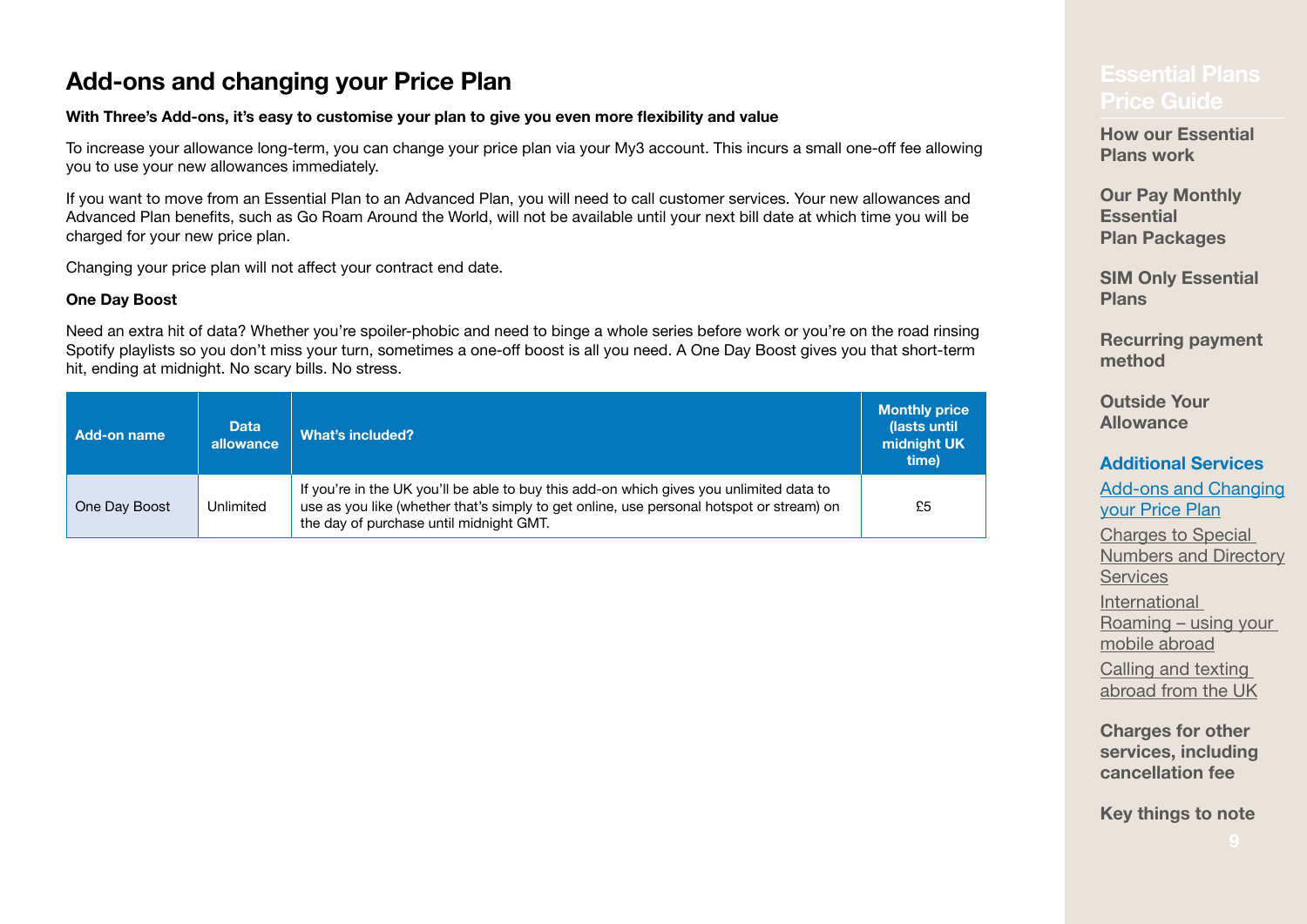## Add-ons and changing your Price Plan

**With Three's Add-ons, it's easy to customise your plan to give you even more flexibility and value**

To increase your allowance long-term, you can change your price plan via your My3 account. This incurs a small one-off fee allowing you to use your new allowances immediately.

If you want to move from an Essential Plan to an Advanced Plan, you will need to call customer services. Your new allowances and Advanced Plan benefits, such as Go Roam Around the World, will not be available until your next bill date at which time you will be charged for your new price plan.

Changing your price plan will not affect your contract end date.

**One Day Boost**

Need an extra hit of data? Whether you're spoiler-phobic and need to binge a whole series before work or you're on the road rinsing Spotify playlists so you don't miss your turn, sometimes a one-off boost is all you need. A One Day Boost gives you that short-term hit, ending at midnight. No scary bills. No stress.

| Add-on name | Data allowance | What's included? | Monthly price (lasts until midnight UK time) |
|---|---|---|---|
| One Day Boost | Unlimited | If you're in the UK you'll be able to buy this add-on which gives you unlimited data to use as you like (whether that's simply to get online, use personal hotspot or stream) on the day of purchase until midnight GMT. | £5 |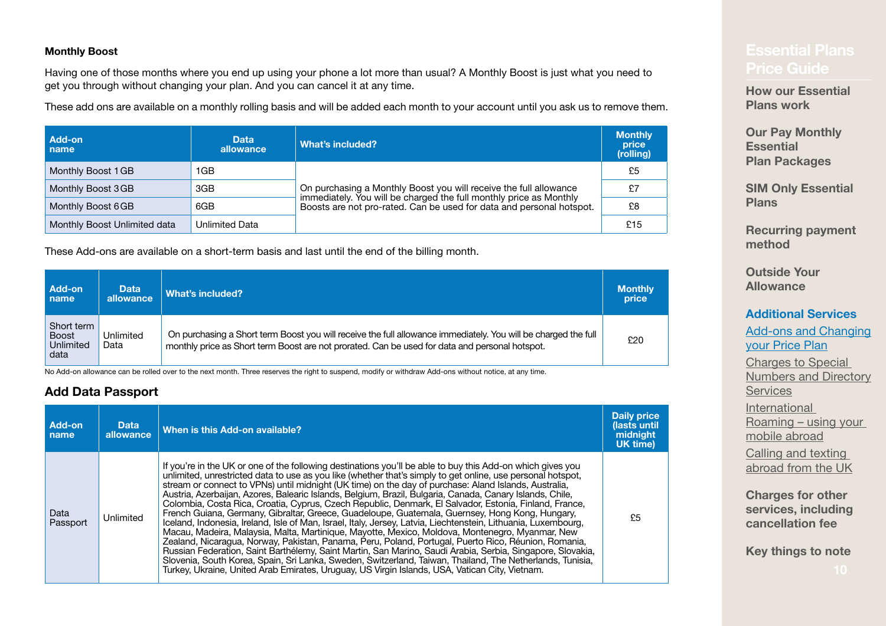**Monthly Boost**

Having one of those months where you end up using your phone a lot more than usual? A Monthly Boost is just what you need to get you through without changing your plan. And you can cancel it at any time.

These add ons are available on a monthly rolling basis and will be added each month to your account until you ask us to remove them.

| Add-on name | Data allowance | What's included? | Monthly price (rolling) |
|---|---|---|---|
| Monthly Boost 1GB | 1GB | On purchasing a Monthly Boost you will receive the full allowance immediately. You will be charged the full monthly price as Monthly Boosts are not pro-rated. Can be used for data and personal hotspot. | £5 |
| Monthly Boost 3GB | 3GB | | £7 |
| Monthly Boost 6GB | 6GB | | £8 |
| Monthly Boost Unlimited data | Unlimited Data | | £15 |

These Add-ons are available on a short-term basis and last until the end of the billing month.

| Add-on name | Data allowance | What's included? | Monthly price |
|---|---|---|---|
| Short term Boost Unlimited data | Unlimited Data | On purchasing a Short term Boost you will receive the full allowance immediately. You will be charged the full monthly price as Short term Boost are not prorated. Can be used for data and personal hotspot. | £20 |

No Add-on allowance can be rolled over to the next month. Three reserves the right to suspend, modify or withdraw Add-ons without notice, at any time.

## Add Data Passport

| Add-on name | Data allowance | When is this Add-on available? | Daily price (lasts until midnight UK time) |
|---|---|---|---|
| Data Passport | Unlimited | If you're in the UK or one of the following destinations you'll be able to buy this Add-on which gives you unlimited, unrestricted data to use as you like (whether that's simply to get online, use personal hotspot, stream or connect to VPNs) until midnight (UK time) on the day of purchase: Aland Islands, Australia, Austria, Azerbaijan, Azores, Balearic Islands, Belgium, Brazil, Bulgaria, Canada, Canary Islands, Chile, Colombia, Costa Rica, Croatia, Cyprus, Czech Republic, Denmark, El Salvador, Estonia, Finland, France, French Guiana, Germany, Gibraltar, Greece, Guadeloupe, Guatemala, Guernsey, Hong Kong, Hungary, Iceland, Indonesia, Ireland, Isle of Man, Israel, Italy, Jersey, Latvia, Liechtenstein, Lithuania, Luxembourg, Macau, Madeira, Malaysia, Malta, Martinique, Mayotte, Mexico, Moldova, Montenegro, Myanmar, New Zealand, Nicaragua, Norway, Pakistan, Panama, Peru, Poland, Portugal, Puerto Rico, Réunion, Romania, Russian Federation, Saint Barthélemy, Saint Martin, San Marino, Saudi Arabia, Serbia, Singapore, Slovakia, Slovenia, South Korea, Spain, Sri Lanka, Sweden, Switzerland, Taiwan, Thailand, The Netherlands, Tunisia, Turkey, Ukraine, United Arab Emirates, Uruguay, US Virgin Islands, USA, Vatican City, Vietnam. | £5 |

Essential Plans Price Guide

- How our Essential Plans work
- Our Pay Monthly Essential Plan Packages
- SIM Only Essential Plans
- Recurring payment method
- Outside Your Allowance
- **Additional Services**
  - Add-ons and Changing your Price Plan
  - Charges to Special Numbers and Directory Services
  - International Roaming – using your mobile abroad
  - Calling and texting abroad from the UK
- Charges for other services, including cancellation fee
- Key things to note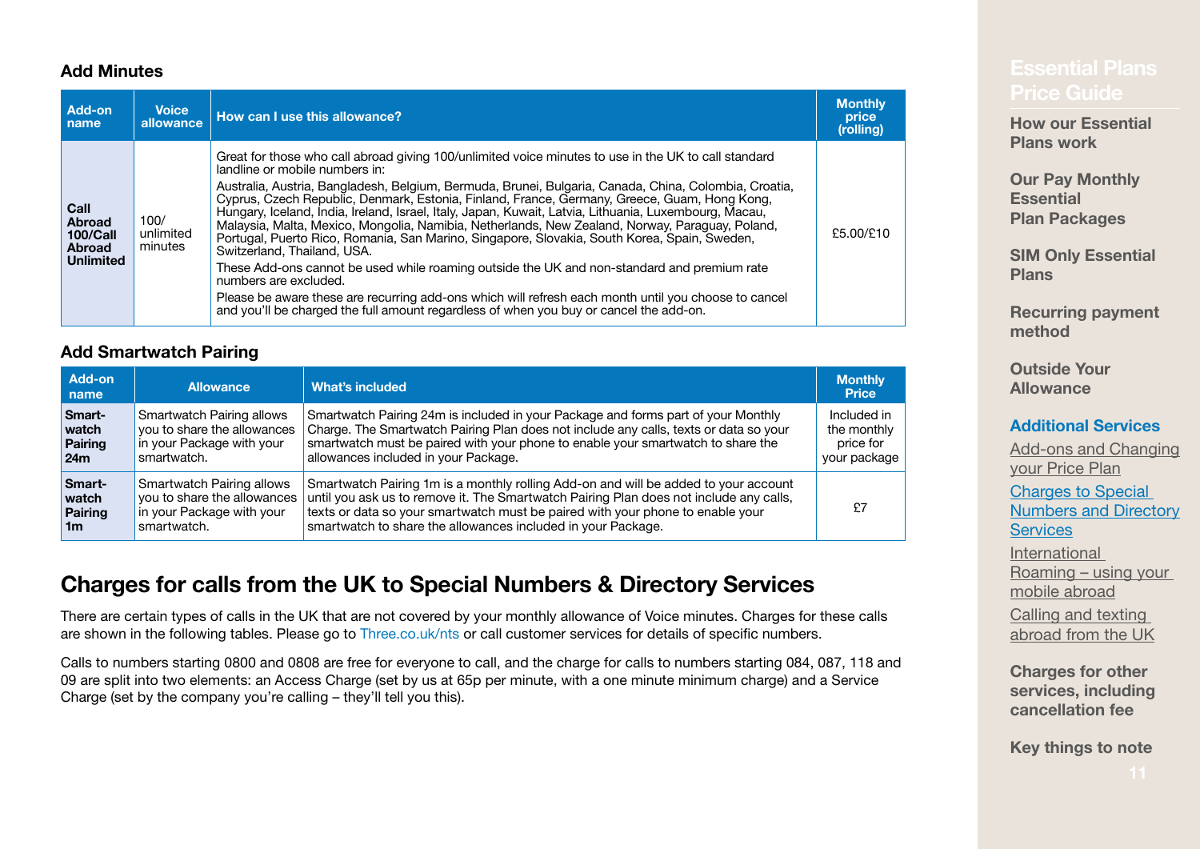### Add Minutes

| Add-on name | Voice allowance | How can I use this allowance? | Monthly price (rolling) |
|---|---|---|---|
| **Call Abroad 100/Call Abroad Unlimited** | 100/ unlimited minutes | Great for those who call abroad giving 100/unlimited voice minutes to use in the UK to call standard landline or mobile numbers in:<br>Australia, Austria, Bangladesh, Belgium, Bermuda, Brunei, Bulgaria, Canada, China, Colombia, Croatia, Cyprus, Czech Republic, Denmark, Estonia, Finland, France, Germany, Greece, Guam, Hong Kong, Hungary, Iceland, India, Ireland, Israel, Italy, Japan, Kuwait, Latvia, Lithuania, Luxembourg, Macau, Malaysia, Malta, Mexico, Mongolia, Namibia, Netherlands, New Zealand, Norway, Paraguay, Poland, Portugal, Puerto Rico, Romania, San Marino, Singapore, Slovakia, South Korea, Spain, Sweden, Switzerland, Thailand, USA.<br>These Add-ons cannot be used while roaming outside the UK and non-standard and premium rate numbers are excluded.<br>Please be aware these are recurring add-ons which will refresh each month until you choose to cancel and you'll be charged the full amount regardless of when you buy or cancel the add-on. | £5.00/£10 |

### Add Smartwatch Pairing

| Add-on name | Allowance | What's included | Monthly Price |
|---|---|---|---|
| **Smartwatch Pairing 24m** | Smartwatch Pairing allows you to share the allowances in your Package with your smartwatch. | Smartwatch Pairing 24m is included in your Package and forms part of your Monthly Charge. The Smartwatch Pairing Plan does not include any calls, texts or data so your smartwatch must be paired with your phone to enable your smartwatch to share the allowances included in your Package. | Included in the monthly price for your package |
| **Smartwatch Pairing 1m** | Smartwatch Pairing allows you to share the allowances in your Package with your smartwatch. | Smartwatch Pairing 1m is a monthly rolling Add-on and will be added to your account until you ask us to remove it. The Smartwatch Pairing Plan does not include any calls, texts or data so your smartwatch must be paired with your phone to enable your smartwatch to share the allowances included in your Package. | £7 |

## Charges for calls from the UK to Special Numbers & Directory Services

There are certain types of calls in the UK that are not covered by your monthly allowance of Voice minutes. Charges for these calls are shown in the following tables. Please go to Three.co.uk/nts or call customer services for details of specific numbers.

Calls to numbers starting 0800 and 0808 are free for everyone to call, and the charge for calls to numbers starting 084, 087, 118 and 09 are split into two elements: an Access Charge (set by us at 65p per minute, with a one minute minimum charge) and a Service Charge (set by the company you're calling – they'll tell you this).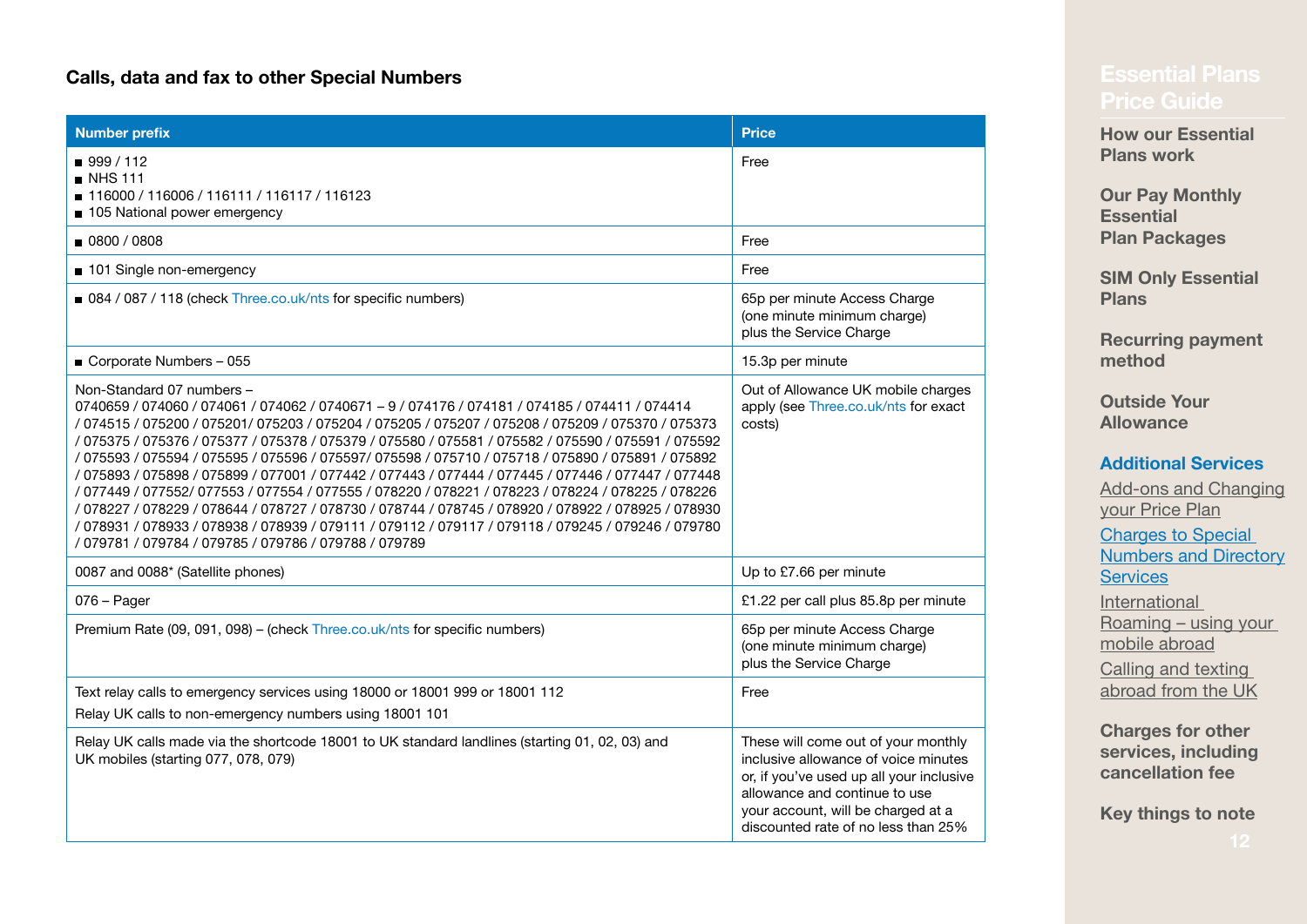## Calls, data and fax to other Special Numbers

| Number prefix | Price |
|---|---|
| ■ 999 / 112<br>■ NHS 111<br>■ 116000 / 116006 / 116111 / 116117 / 116123<br>■ 105 National power emergency | Free |
| ■ 0800 / 0808 | Free |
| ■ 101 Single non-emergency | Free |
| ■ 084 / 087 / 118 (check Three.co.uk/nts for specific numbers) | 65p per minute Access Charge (one minute minimum charge) plus the Service Charge |
| ■ Corporate Numbers – 055 | 15.3p per minute |
| Non-Standard 07 numbers – 0740659 / 074060 / 074061 / 074062 / 0740671 – 9 / 074176 / 074181 / 074185 / 074411 / 074414 / 074515 / 075200 / 075201/ 075203 / 075204 / 075205 / 075207 / 075208 / 075209 / 075370 / 075373 / 075375 / 075376 / 075377 / 075378 / 075379 / 075580 / 075581 / 075582 / 075590 / 075591 / 075592 / 075593 / 075594 / 075595 / 075596 / 075597/ 075598 / 075710 / 075718 / 075890 / 075891 / 075892 / 075893 / 075898 / 075899 / 077001 / 077442 / 077443 / 077444 / 077445 / 077446 / 077447 / 077448 / 077449 / 077552/ 077553 / 077554 / 077555 / 078220 / 078221 / 078223 / 078224 / 078225 / 078226 / 078227 / 078229 / 078644 / 078727 / 078730 / 078744 / 078745 / 078920 / 078922 / 078925 / 078930 / 078931 / 078933 / 078938 / 078939 / 079111 / 079112 / 079117 / 079118 / 079245 / 079246 / 079780 / 079781 / 079784 / 079785 / 079786 / 079788 / 079789 | Out of Allowance UK mobile charges apply (see Three.co.uk/nts for exact costs) |
| 0087 and 0088* (Satellite phones) | Up to £7.66 per minute |
| 076 – Pager | £1.22 per call plus 85.8p per minute |
| Premium Rate (09, 091, 098) – (check Three.co.uk/nts for specific numbers) | 65p per minute Access Charge (one minute minimum charge) plus the Service Charge |
| Text relay calls to emergency services using 18000 or 18001 999 or 18001 112<br>Relay UK calls to non-emergency numbers using 18001 101 | Free |
| Relay UK calls made via the shortcode 18001 to UK standard landlines (starting 01, 02, 03) and UK mobiles (starting 077, 078, 079) | These will come out of your monthly inclusive allowance of voice minutes or, if you've used up all your inclusive allowance and continue to use your account, will be charged at a discounted rate of no less than 25% |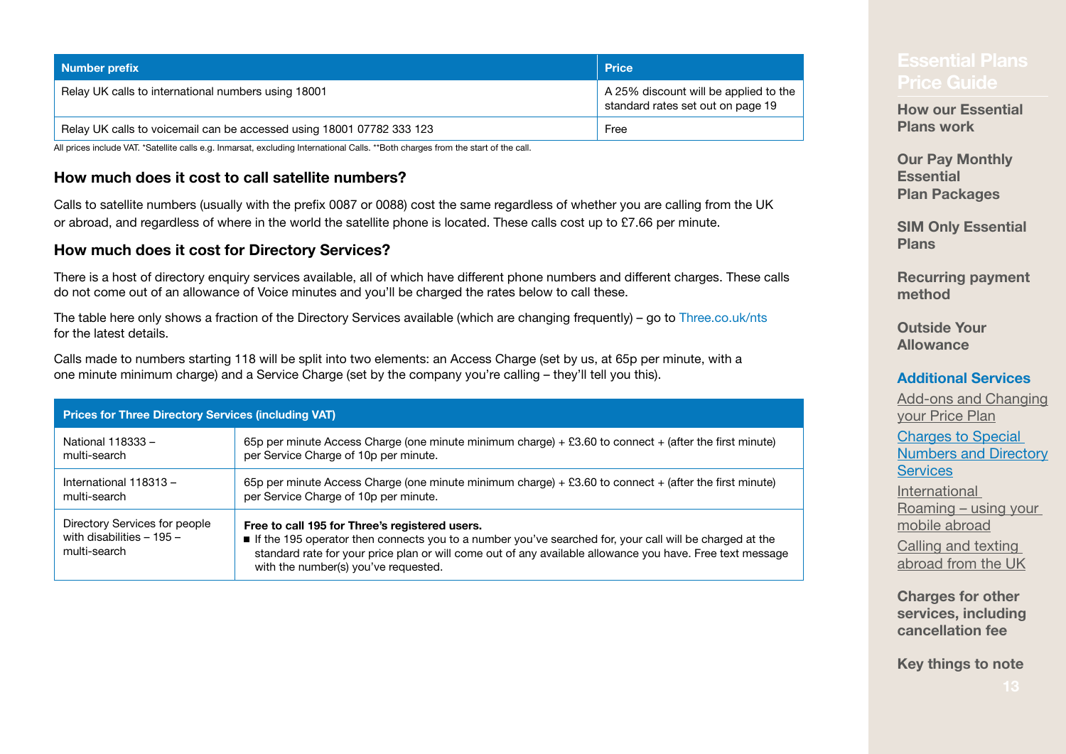| Number prefix | Price |
| --- | --- |
| Relay UK calls to international numbers using 18001 | A 25% discount will be applied to the standard rates set out on page 19 |
| Relay UK calls to voicemail can be accessed using 18001 07782 333 123 | Free |

All prices include VAT. *Satellite calls e.g. Inmarsat, excluding International Calls. **Both charges from the start of the call.

### How much does it cost to call satellite numbers?

Calls to satellite numbers (usually with the prefix 0087 or 0088) cost the same regardless of whether you are calling from the UK or abroad, and regardless of where in the world the satellite phone is located. These calls cost up to £7.66 per minute.

### How much does it cost for Directory Services?

There is a host of directory enquiry services available, all of which have different phone numbers and different charges. These calls do not come out of an allowance of Voice minutes and you'll be charged the rates below to call these.

The table here only shows a fraction of the Directory Services available (which are changing frequently) – go to Three.co.uk/nts for the latest details.

Calls made to numbers starting 118 will be split into two elements: an Access Charge (set by us, at 65p per minute, with a one minute minimum charge) and a Service Charge (set by the company you're calling – they'll tell you this).

| Prices for Three Directory Services (including VAT) | |
| --- | --- |
| National 118333 – multi-search | 65p per minute Access Charge (one minute minimum charge) + £3.60 to connect + (after the first minute) per Service Charge of 10p per minute. |
| International 118313 – multi-search | 65p per minute Access Charge (one minute minimum charge) + £3.60 to connect + (after the first minute) per Service Charge of 10p per minute. |
| Directory Services for people with disabilities – 195 – multi-search | **Free to call 195 for Three's registered users.** ■ If the 195 operator then connects you to a number you've searched for, your call will be charged at the standard rate for your price plan or will come out of any available allowance you have. Free text message with the number(s) you've requested. |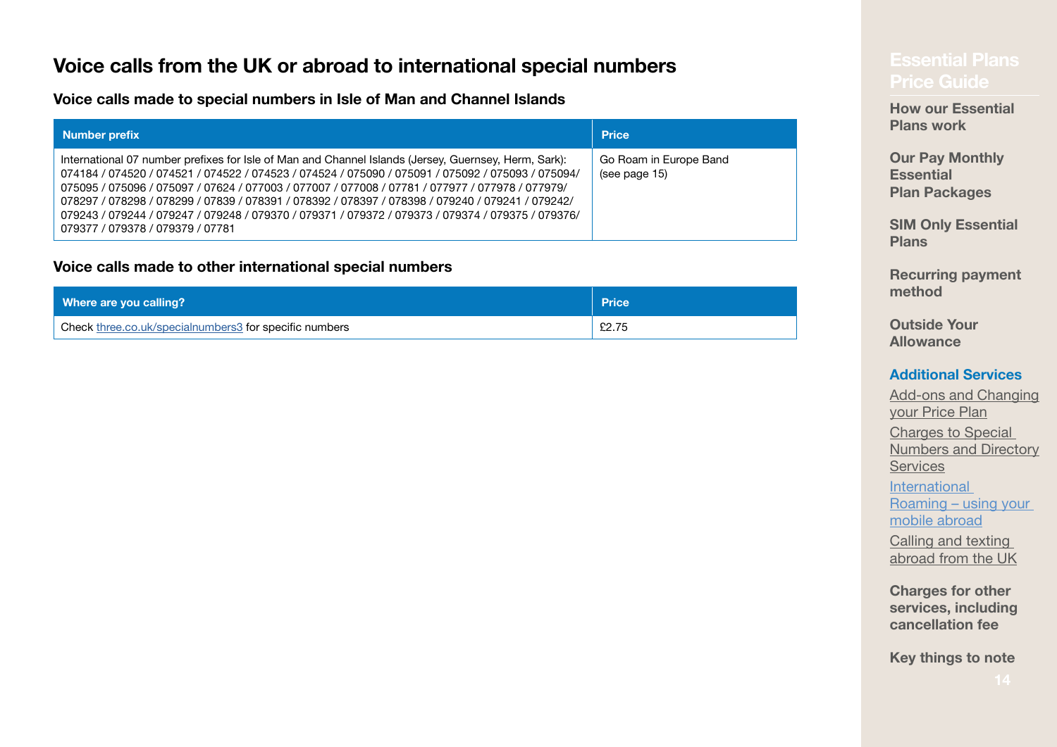# Voice calls from the UK or abroad to international special numbers

### Voice calls made to special numbers in Isle of Man and Channel Islands

| Number prefix | Price |
|---|---|
| International 07 number prefixes for Isle of Man and Channel Islands (Jersey, Guernsey, Herm, Sark): 074184 / 074520 / 074521 / 074522 / 074523 / 074524 / 075090 / 075091 / 075092 / 075093 / 075094/ 075095 / 075096 / 075097 / 07624 / 077003 / 077007 / 077008 / 07781 / 077977 / 077978 / 077979/ 078297 / 078298 / 078299 / 07839 / 078391 / 078392 / 078397 / 078398 / 079240 / 079241 / 079242/ 079243 / 079244 / 079247 / 079248 / 079370 / 079371 / 079372 / 079373 / 079374 / 079375 / 079376/ 079377 / 079378 / 079379 / 07781 | Go Roam in Europe Band (see page 15) |

### Voice calls made to other international special numbers

| Where are you calling? | Price |
|---|---|
| Check three.co.uk/specialnumbers3 for specific numbers | £2.75 |

Essential Plans Price Guide

**How our Essential Plans work**

**Our Pay Monthly Essential Plan Packages**

**SIM Only Essential Plans**

**Recurring payment method**

**Outside Your Allowance**

**Additional Services**

Add-ons and Changing your Price Plan

Charges to Special Numbers and Directory Services

International Roaming – using your mobile abroad

Calling and texting abroad from the UK

**Charges for other services, including cancellation fee**

**Key things to note**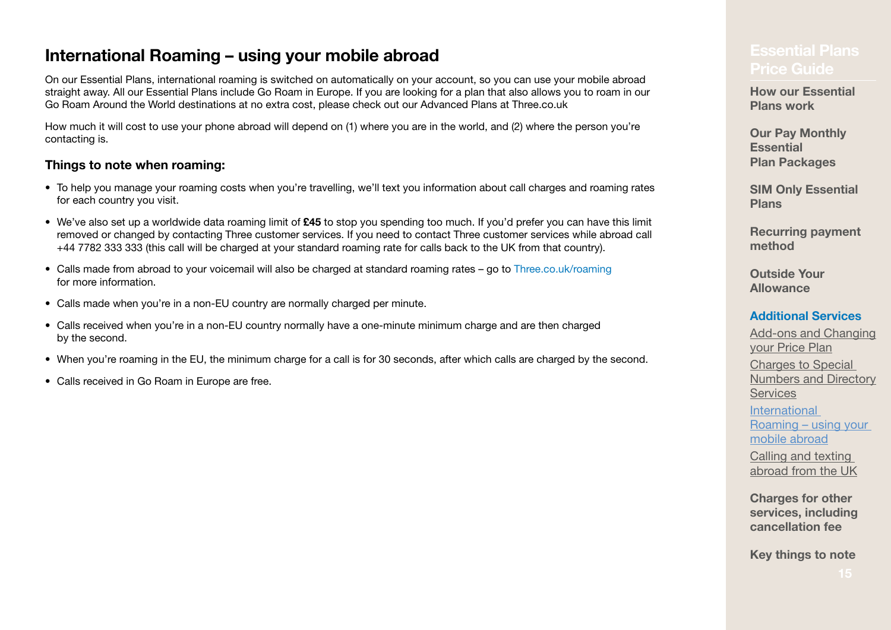## International Roaming – using your mobile abroad

On our Essential Plans, international roaming is switched on automatically on your account, so you can use your mobile abroad straight away. All our Essential Plans include Go Roam in Europe. If you are looking for a plan that also allows you to roam in our Go Roam Around the World destinations at no extra cost, please check out our Advanced Plans at Three.co.uk

How much it will cost to use your phone abroad will depend on (1) where you are in the world, and (2) where the person you're contacting is.

### Things to note when roaming:

- To help you manage your roaming costs when you're travelling, we'll text you information about call charges and roaming rates for each country you visit.
- We've also set up a worldwide data roaming limit of **£45** to stop you spending too much. If you'd prefer you can have this limit removed or changed by contacting Three customer services. If you need to contact Three customer services while abroad call +44 7782 333 333 (this call will be charged at your standard roaming rate for calls back to the UK from that country).
- Calls made from abroad to your voicemail will also be charged at standard roaming rates – go to Three.co.uk/roaming for more information.
- Calls made when you're in a non-EU country are normally charged per minute.
- Calls received when you're in a non-EU country normally have a one-minute minimum charge and are then charged by the second.
- When you're roaming in the EU, the minimum charge for a call is for 30 seconds, after which calls are charged by the second.
- Calls received in Go Roam in Europe are free.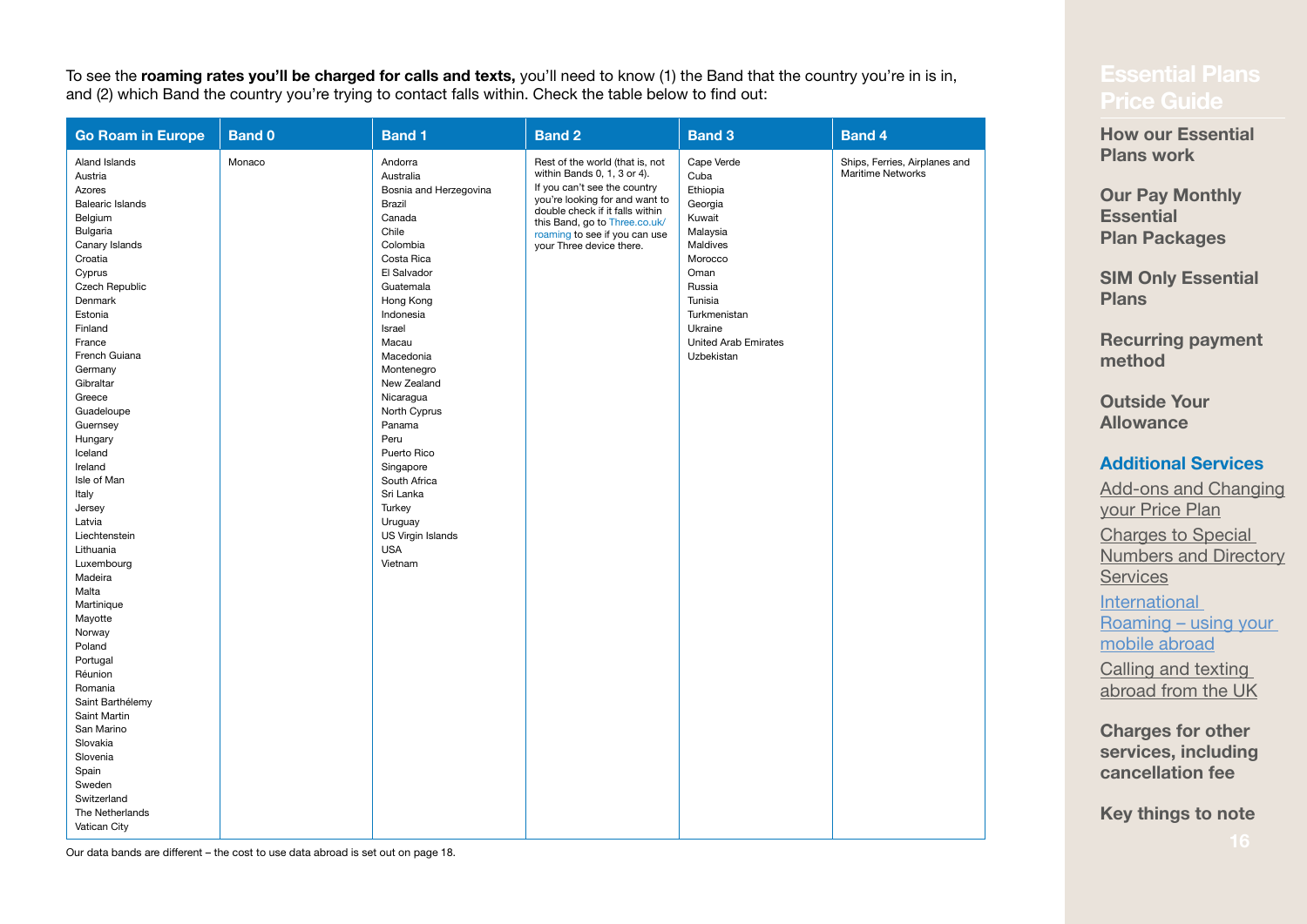To see the **roaming rates you'll be charged for calls and texts,** you'll need to know (1) the Band that the country you're in is in, and (2) which Band the country you're trying to contact falls within. Check the table below to find out:

| Go Roam in Europe | Band 0 | Band 1 | Band 2 | Band 3 | Band 4 |
|---|---|---|---|---|---|
| Aland Islands | Monaco | Andorra | Rest of the world (that is, not within Bands 0, 1, 3 or 4). If you can't see the country you're looking for and want to double check if it falls within this Band, go to Three.co.uk/roaming to see if you can use your Three device there. | Cape Verde | Ships, Ferries, Airplanes and Maritime Networks |
| Austria | | Australia | | Cuba | |
| Azores | | Bosnia and Herzegovina | | Ethiopia | |
| Balearic Islands | | Brazil | | Georgia | |
| Belgium | | Canada | | Kuwait | |
| Bulgaria | | Chile | | Malaysia | |
| Canary Islands | | Colombia | | Maldives | |
| Croatia | | Costa Rica | | Morocco | |
| Cyprus | | El Salvador | | Oman | |
| Czech Republic | | Guatemala | | Russia | |
| Denmark | | Hong Kong | | Tunisia | |
| Estonia | | Indonesia | | Turkmenistan | |
| Finland | | Israel | | Ukraine | |
| France | | Macau | | United Arab Emirates | |
| French Guiana | | Macedonia | | Uzbekistan | |
| Germany | | Montenegro | | | |
| Gibraltar | | New Zealand | | | |
| Greece | | Nicaragua | | | |
| Guadeloupe | | North Cyprus | | | |
| Guernsey | | Panama | | | |
| Hungary | | Peru | | | |
| Iceland | | Puerto Rico | | | |
| Ireland | | Singapore | | | |
| Isle of Man | | South Africa | | | |
| Italy | | Sri Lanka | | | |
| Jersey | | Turkey | | | |
| Latvia | | Uruguay | | | |
| Liechtenstein | | US Virgin Islands | | | |
| Lithuania | | USA | | | |
| Luxembourg | | Vietnam | | | |
| Madeira | | | | | |
| Malta | | | | | |
| Martinique | | | | | |
| Mayotte | | | | | |
| Norway | | | | | |
| Poland | | | | | |
| Portugal | | | | | |
| Réunion | | | | | |
| Romania | | | | | |
| Saint Barthélemy | | | | | |
| Saint Martin | | | | | |
| San Marino | | | | | |
| Slovakia | | | | | |
| Slovenia | | | | | |
| Spain | | | | | |
| Sweden | | | | | |
| Switzerland | | | | | |
| The Netherlands | | | | | |
| Vatican City | | | | | |

Our data bands are different – the cost to use data abroad is set out on page 18.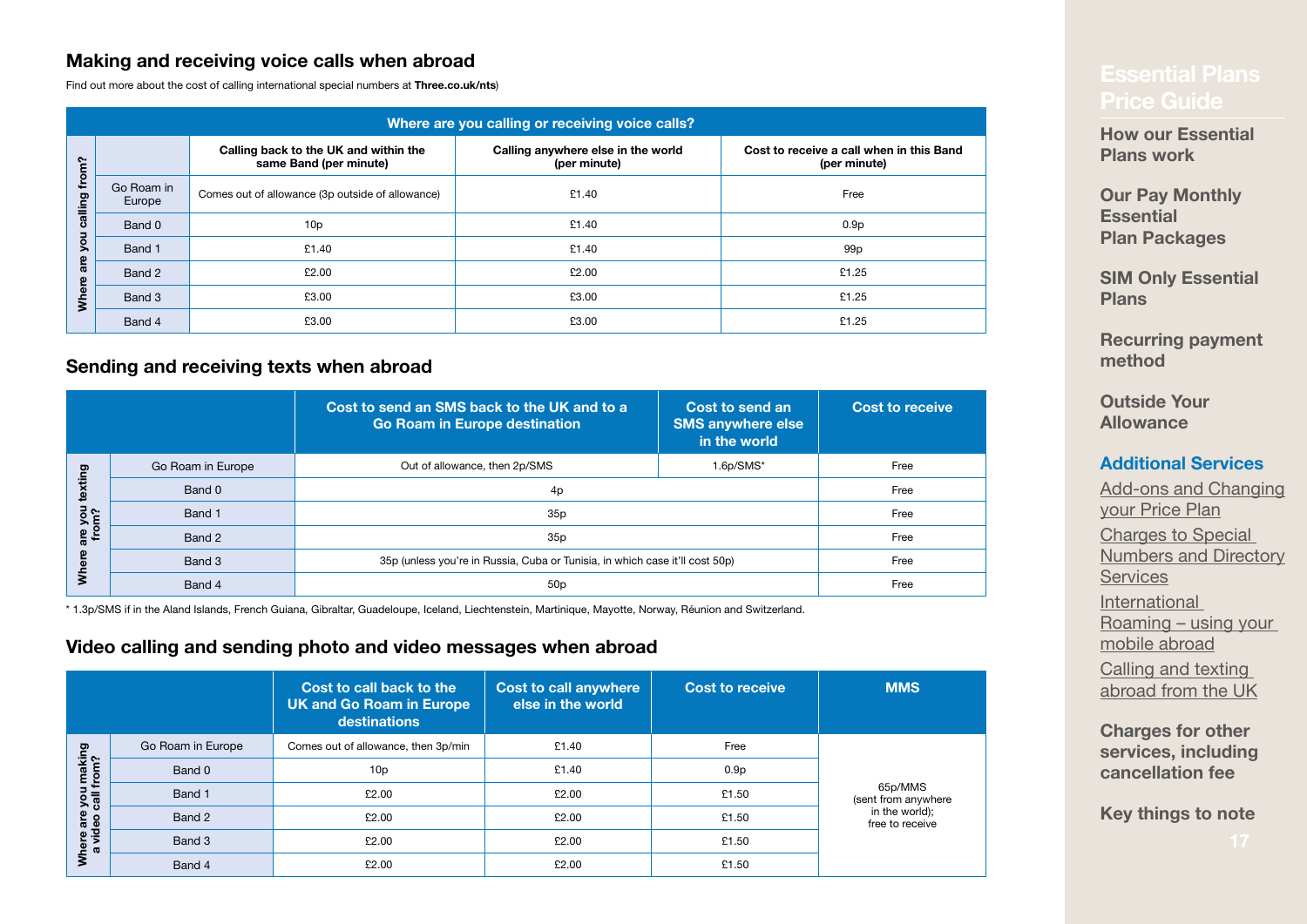## Making and receiving voice calls when abroad

Find out more about the cost of calling international special numbers at **Three.co.uk/nts**)

| Where are you calling from? | Where are you calling or receiving voice calls? | | |
|---|---|---|---|
| | Calling back to the UK and within the same Band (per minute) | Calling anywhere else in the world (per minute) | Cost to receive a call when in this Band (per minute) |
| Go Roam in Europe | Comes out of allowance (3p outside of allowance) | £1.40 | Free |
| Band 0 | 10p | £1.40 | 0.9p |
| Band 1 | £1.40 | £1.40 | 99p |
| Band 2 | £2.00 | £2.00 | £1.25 |
| Band 3 | £3.00 | £3.00 | £1.25 |
| Band 4 | £3.00 | £3.00 | £1.25 |

## Sending and receiving texts when abroad

| Where are you texting from? | Cost to send an SMS back to the UK and to a Go Roam in Europe destination | Cost to send an SMS anywhere else in the world | Cost to receive |
|---|---|---|---|
| Go Roam in Europe | Out of allowance, then 2p/SMS | 1.6p/SMS* | Free |
| Band 0 | 4p | | Free |
| Band 1 | 35p | | Free |
| Band 2 | 35p | | Free |
| Band 3 | 35p (unless you're in Russia, Cuba or Tunisia, in which case it'll cost 50p) | | Free |
| Band 4 | 50p | | Free |

* 1.3p/SMS if in the Aland Islands, French Guiana, Gibraltar, Guadeloupe, Iceland, Liechtenstein, Martinique, Mayotte, Norway, Réunion and Switzerland.

## Video calling and sending photo and video messages when abroad

| Where are you making a video call from? | Cost to call back to the UK and Go Roam in Europe destinations | Cost to call anywhere else in the world | Cost to receive | MMS |
|---|---|---|---|---|
| Go Roam in Europe | Comes out of allowance, then 3p/min | £1.40 | Free | 65p/MMS (sent from anywhere in the world); free to receive |
| Band 0 | 10p | £1.40 | 0.9p | |
| Band 1 | £2.00 | £2.00 | £1.50 | |
| Band 2 | £2.00 | £2.00 | £1.50 | |
| Band 3 | £2.00 | £2.00 | £1.50 | |
| Band 4 | £2.00 | £2.00 | £1.50 | |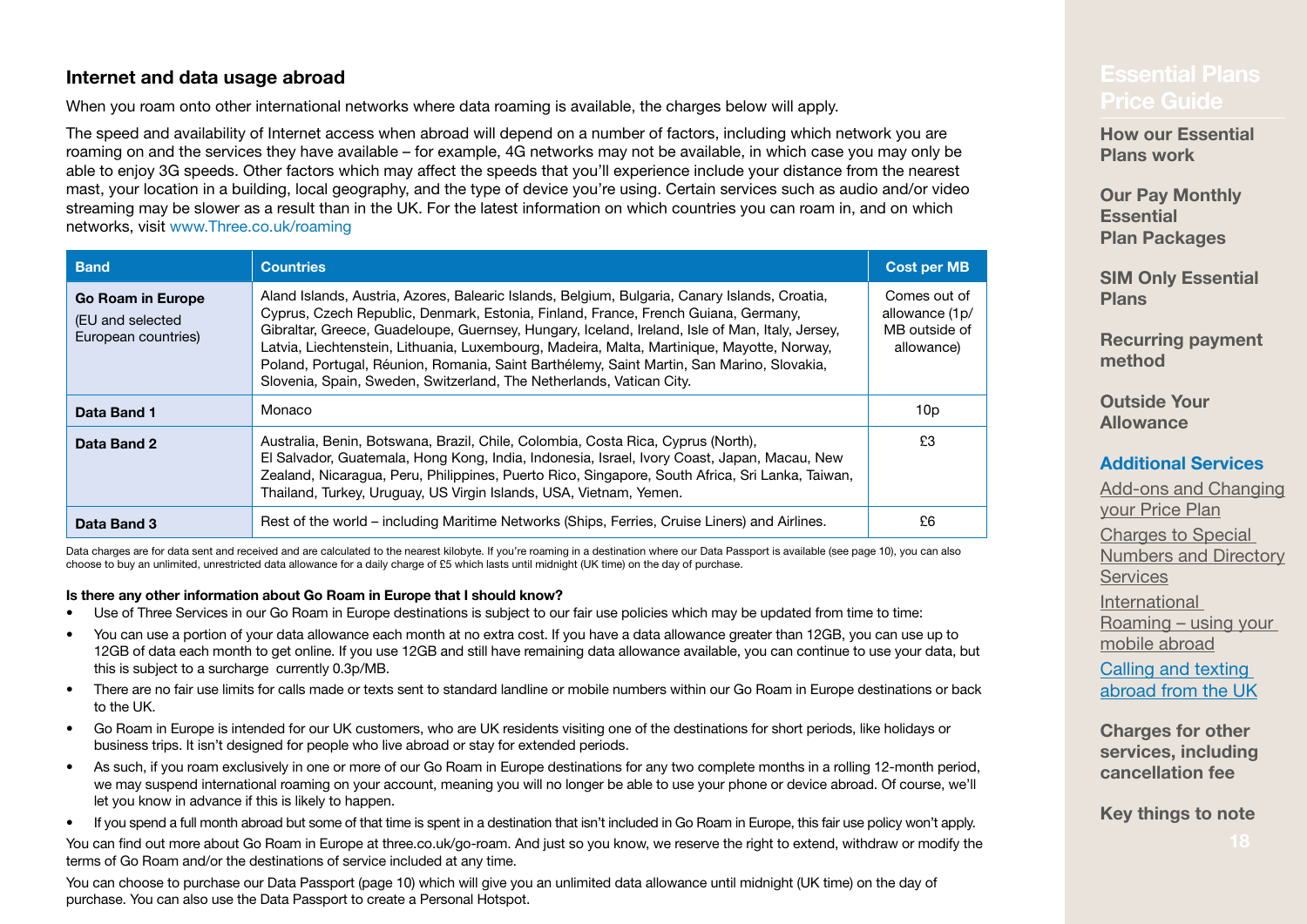## Internet and data usage abroad

When you roam onto other international networks where data roaming is available, the charges below will apply.

The speed and availability of Internet access when abroad will depend on a number of factors, including which network you are roaming on and the services they have available – for example, 4G networks may not be available, in which case you may only be able to enjoy 3G speeds. Other factors which may affect the speeds that you'll experience include your distance from the nearest mast, your location in a building, local geography, and the type of device you're using. Certain services such as audio and/or video streaming may be slower as a result than in the UK. For the latest information on which countries you can roam in, and on which networks, visit www.Three.co.uk/roaming

| Band | Countries | Cost per MB |
|---|---|---|
| **Go Roam in Europe** (EU and selected European countries) | Aland Islands, Austria, Azores, Balearic Islands, Belgium, Bulgaria, Canary Islands, Croatia, Cyprus, Czech Republic, Denmark, Estonia, Finland, France, French Guiana, Germany, Gibraltar, Greece, Guadeloupe, Guernsey, Hungary, Iceland, Ireland, Isle of Man, Italy, Jersey, Latvia, Liechtenstein, Lithuania, Luxembourg, Madeira, Malta, Martinique, Mayotte, Norway, Poland, Portugal, Réunion, Romania, Saint Barthélemy, Saint Martin, San Marino, Slovakia, Slovenia, Spain, Sweden, Switzerland, The Netherlands, Vatican City. | Comes out of allowance (1p/MB outside of allowance) |
| **Data Band 1** | Monaco | 10p |
| **Data Band 2** | Australia, Benin, Botswana, Brazil, Chile, Colombia, Costa Rica, Cyprus (North), El Salvador, Guatemala, Hong Kong, India, Indonesia, Israel, Ivory Coast, Japan, Macau, New Zealand, Nicaragua, Peru, Philippines, Puerto Rico, Singapore, South Africa, Sri Lanka, Taiwan, Thailand, Turkey, Uruguay, US Virgin Islands, USA, Vietnam, Yemen. | £3 |
| **Data Band 3** | Rest of the world – including Maritime Networks (Ships, Ferries, Cruise Liners) and Airlines. | £6 |

Data charges are for data sent and received and are calculated to the nearest kilobyte. If you're roaming in a destination where our Data Passport is available (see page 10), you can also choose to buy an unlimited, unrestricted data allowance for a daily charge of £5 which lasts until midnight (UK time) on the day of purchase.

**Is there any other information about Go Roam in Europe that I should know?**

- Use of Three Services in our Go Roam in Europe destinations is subject to our fair use policies which may be updated from time to time:
- You can use a portion of your data allowance each month at no extra cost. If you have a data allowance greater than 12GB, you can use up to 12GB of data each month to get online. If you use 12GB and still have remaining data allowance available, you can continue to use your data, but this is subject to a surcharge currently 0.3p/MB.
- There are no fair use limits for calls made or texts sent to standard landline or mobile numbers within our Go Roam in Europe destinations or back to the UK.
- Go Roam in Europe is intended for our UK customers, who are UK residents visiting one of the destinations for short periods, like holidays or business trips. It isn't designed for people who live abroad or stay for extended periods.
- As such, if you roam exclusively in one or more of our Go Roam in Europe destinations for any two complete months in a rolling 12-month period, we may suspend international roaming on your account, meaning you will no longer be able to use your phone or device abroad. Of course, we'll let you know in advance if this is likely to happen.
- If you spend a full month abroad but some of that time is spent in a destination that isn't included in Go Roam in Europe, this fair use policy won't apply.

You can find out more about Go Roam in Europe at three.co.uk/go-roam. And just so you know, we reserve the right to extend, withdraw or modify the terms of Go Roam and/or the destinations of service included at any time.

You can choose to purchase our Data Passport (page 10) which will give you an unlimited data allowance until midnight (UK time) on the day of purchase. You can also use the Data Passport to create a Personal Hotspot.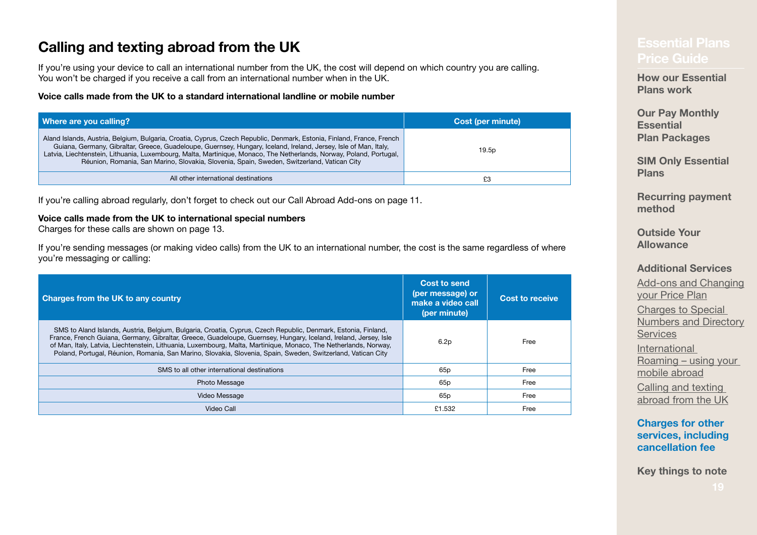## Calling and texting abroad from the UK

If you're using your device to call an international number from the UK, the cost will depend on which country you are calling. You won't be charged if you receive a call from an international number when in the UK.

**Voice calls made from the UK to a standard international landline or mobile number**

| Where are you calling? | Cost (per minute) |
|---|---|
| Aland Islands, Austria, Belgium, Bulgaria, Croatia, Cyprus, Czech Republic, Denmark, Estonia, Finland, France, French Guiana, Germany, Gibraltar, Greece, Guadeloupe, Guernsey, Hungary, Iceland, Ireland, Jersey, Isle of Man, Italy, Latvia, Liechtenstein, Lithuania, Luxembourg, Malta, Martinique, Monaco, The Netherlands, Norway, Poland, Portugal, Réunion, Romania, San Marino, Slovakia, Slovenia, Spain, Sweden, Switzerland, Vatican City | 19.5p |
| All other international destinations | £3 |

If you're calling abroad regularly, don't forget to check out our Call Abroad Add-ons on page 11.

**Voice calls made from the UK to international special numbers**
Charges for these calls are shown on page 13.

If you're sending messages (or making video calls) from the UK to an international number, the cost is the same regardless of where you're messaging or calling:

| Charges from the UK to any country | Cost to send (per message) or make a video call (per minute) | Cost to receive |
|---|---|---|
| SMS to Aland Islands, Austria, Belgium, Bulgaria, Croatia, Cyprus, Czech Republic, Denmark, Estonia, Finland, France, French Guiana, Germany, Gibraltar, Greece, Guadeloupe, Guernsey, Hungary, Iceland, Ireland, Jersey, Isle of Man, Italy, Latvia, Liechtenstein, Lithuania, Luxembourg, Malta, Martinique, Monaco, The Netherlands, Norway, Poland, Portugal, Réunion, Romania, San Marino, Slovakia, Slovenia, Spain, Sweden, Switzerland, Vatican City | 6.2p | Free |
| SMS to all other international destinations | 65p | Free |
| Photo Message | 65p | Free |
| Video Message | 65p | Free |
| Video Call | £1.532 | Free |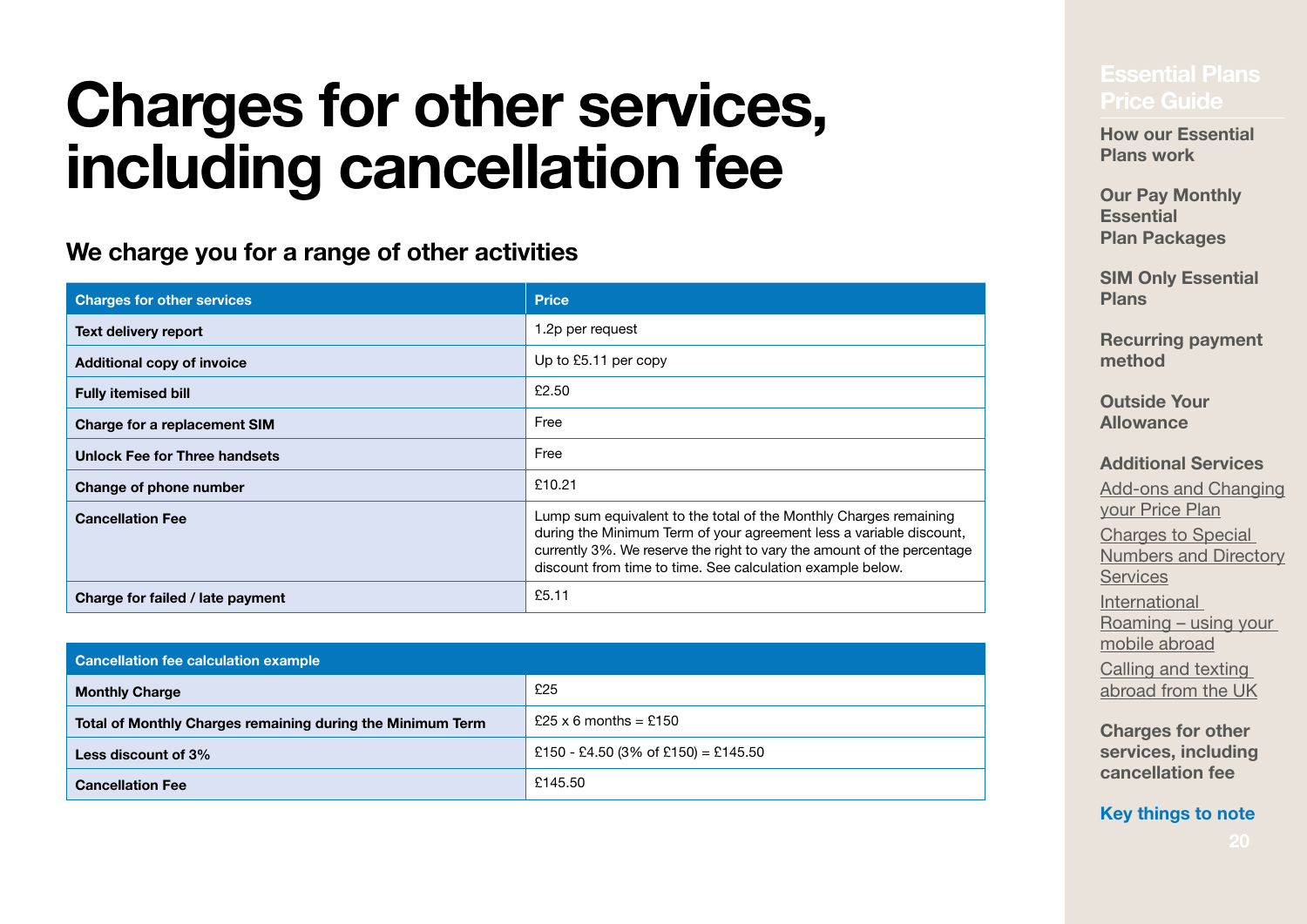# Charges for other services, including cancellation fee

## We charge you for a range of other activities

| Charges for other services | Price |
|---|---|
| **Text delivery report** | 1.2p per request |
| **Additional copy of invoice** | Up to £5.11 per copy |
| **Fully itemised bill** | £2.50 |
| **Charge for a replacement SIM** | Free |
| **Unlock Fee for Three handsets** | Free |
| **Change of phone number** | £10.21 |
| **Cancellation Fee** | Lump sum equivalent to the total of the Monthly Charges remaining during the Minimum Term of your agreement less a variable discount, currently 3%. We reserve the right to vary the amount of the percentage discount from time to time. See calculation example below. |
| **Charge for failed / late payment** | £5.11 |

| Cancellation fee calculation example | |
|---|---|
| **Monthly Charge** | £25 |
| **Total of Monthly Charges remaining during the Minimum Term** | £25 x 6 months = £150 |
| **Less discount of 3%** | £150 - £4.50 (3% of £150) = £145.50 |
| **Cancellation Fee** | £145.50 |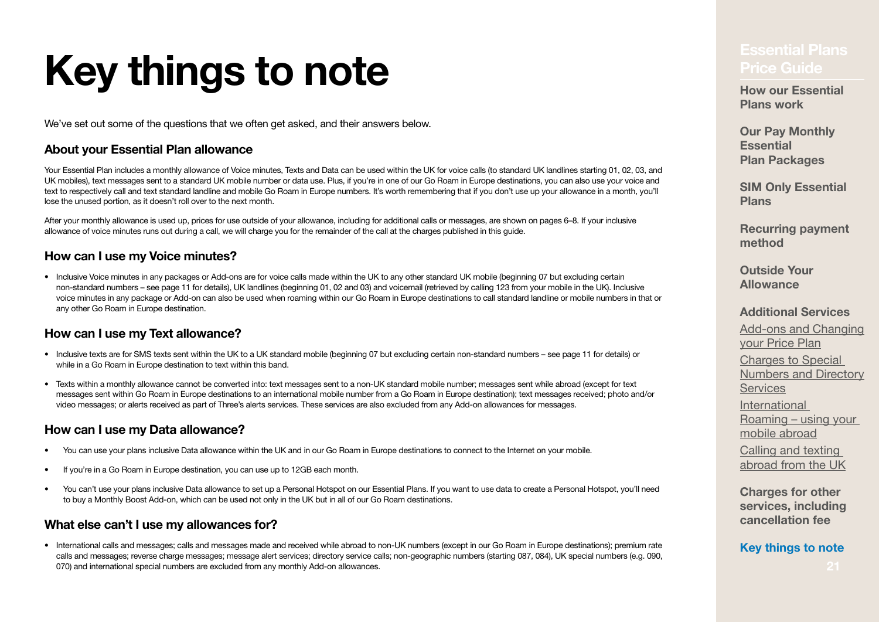# Key things to note

We've set out some of the questions that we often get asked, and their answers below.

## About your Essential Plan allowance

Your Essential Plan includes a monthly allowance of Voice minutes, Texts and Data can be used within the UK for voice calls (to standard UK landlines starting 01, 02, 03, and UK mobiles), text messages sent to a standard UK mobile number or data use. Plus, if you're in one of our Go Roam in Europe destinations, you can also use your voice and text to respectively call and text standard landline and mobile Go Roam in Europe numbers. It's worth remembering that if you don't use up your allowance in a month, you'll lose the unused portion, as it doesn't roll over to the next month.

After your monthly allowance is used up, prices for use outside of your allowance, including for additional calls or messages, are shown on pages 6–8. If your inclusive allowance of voice minutes runs out during a call, we will charge you for the remainder of the call at the charges published in this guide.

## How can I use my Voice minutes?

- Inclusive Voice minutes in any packages or Add-ons are for voice calls made within the UK to any other standard UK mobile (beginning 07 but excluding certain non-standard numbers – see page 11 for details), UK landlines (beginning 01, 02 and 03) and voicemail (retrieved by calling 123 from your mobile in the UK). Inclusive voice minutes in any package or Add-on can also be used when roaming within our Go Roam in Europe destinations to call standard landline or mobile numbers in that or any other Go Roam in Europe destination.

## How can I use my Text allowance?

- Inclusive texts are for SMS texts sent within the UK to a UK standard mobile (beginning 07 but excluding certain non-standard numbers – see page 11 for details) or while in a Go Roam in Europe destination to text within this band.
- Texts within a monthly allowance cannot be converted into: text messages sent to a non-UK standard mobile number; messages sent while abroad (except for text messages sent within Go Roam in Europe destinations to an international mobile number from a Go Roam in Europe destination); text messages received; photo and/or video messages; or alerts received as part of Three's alerts services. These services are also excluded from any Add-on allowances for messages.

## How can I use my Data allowance?

- You can use your plans inclusive Data allowance within the UK and in our Go Roam in Europe destinations to connect to the Internet on your mobile.
- If you're in a Go Roam in Europe destination, you can use up to 12GB each month.
- You can't use your plans inclusive Data allowance to set up a Personal Hotspot on our Essential Plans. If you want to use data to create a Personal Hotspot, you'll need to buy a Monthly Boost Add-on, which can be used not only in the UK but in all of our Go Roam destinations.

## What else can't I use my allowances for?

- International calls and messages; calls and messages made and received while abroad to non-UK numbers (except in our Go Roam in Europe destinations); premium rate calls and messages; reverse charge messages; message alert services; directory service calls; non-geographic numbers (starting 087, 084), UK special numbers (e.g. 090, 070) and international special numbers are excluded from any monthly Add-on allowances.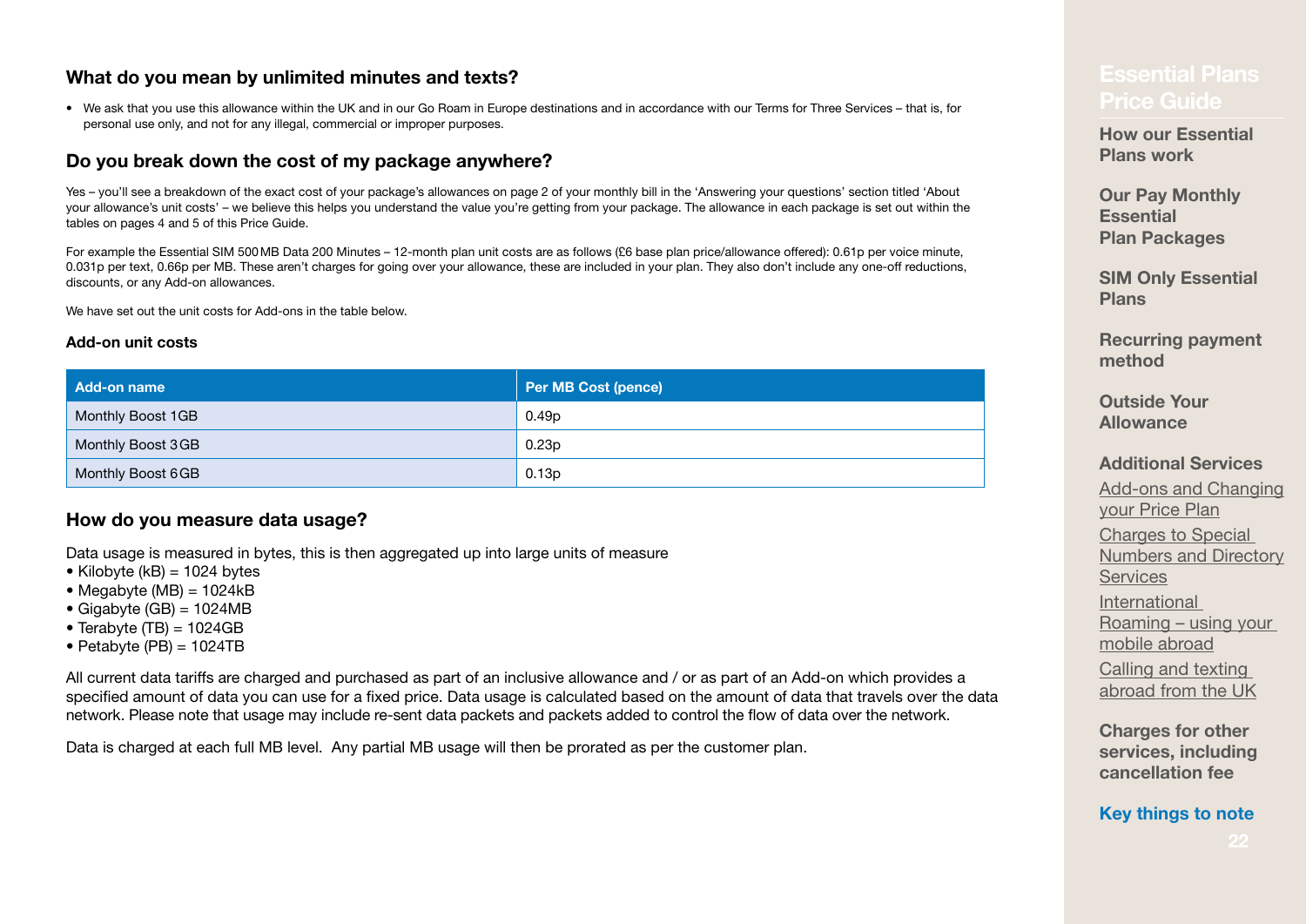## What do you mean by unlimited minutes and texts?

- We ask that you use this allowance within the UK and in our Go Roam in Europe destinations and in accordance with our Terms for Three Services – that is, for personal use only, and not for any illegal, commercial or improper purposes.

## Do you break down the cost of my package anywhere?

Yes – you'll see a breakdown of the exact cost of your package's allowances on page 2 of your monthly bill in the 'Answering your questions' section titled 'About your allowance's unit costs' – we believe this helps you understand the value you're getting from your package. The allowance in each package is set out within the tables on pages 4 and 5 of this Price Guide.

For example the Essential SIM 500MB Data 200 Minutes – 12-month plan unit costs are as follows (£6 base plan price/allowance offered): 0.61p per voice minute, 0.031p per text, 0.66p per MB. These aren't charges for going over your allowance, these are included in your plan. They also don't include any one-off reductions, discounts, or any Add-on allowances.

We have set out the unit costs for Add-ons in the table below.

### Add-on unit costs

| Add-on name | Per MB Cost (pence) |
|---|---|
| Monthly Boost 1GB | 0.49p |
| Monthly Boost 3GB | 0.23p |
| Monthly Boost 6GB | 0.13p |

## How do you measure data usage?

Data usage is measured in bytes, this is then aggregated up into large units of measure

- Kilobyte (kB) = 1024 bytes
- Megabyte (MB) = 1024kB
- Gigabyte (GB) = 1024MB
- Terabyte (TB) = 1024GB
- Petabyte (PB) = 1024TB

All current data tariffs are charged and purchased as part of an inclusive allowance and / or as part of an Add-on which provides a specified amount of data you can use for a fixed price. Data usage is calculated based on the amount of data that travels over the data network. Please note that usage may include re-sent data packets and packets added to control the flow of data over the network.

Data is charged at each full MB level. Any partial MB usage will then be prorated as per the customer plan.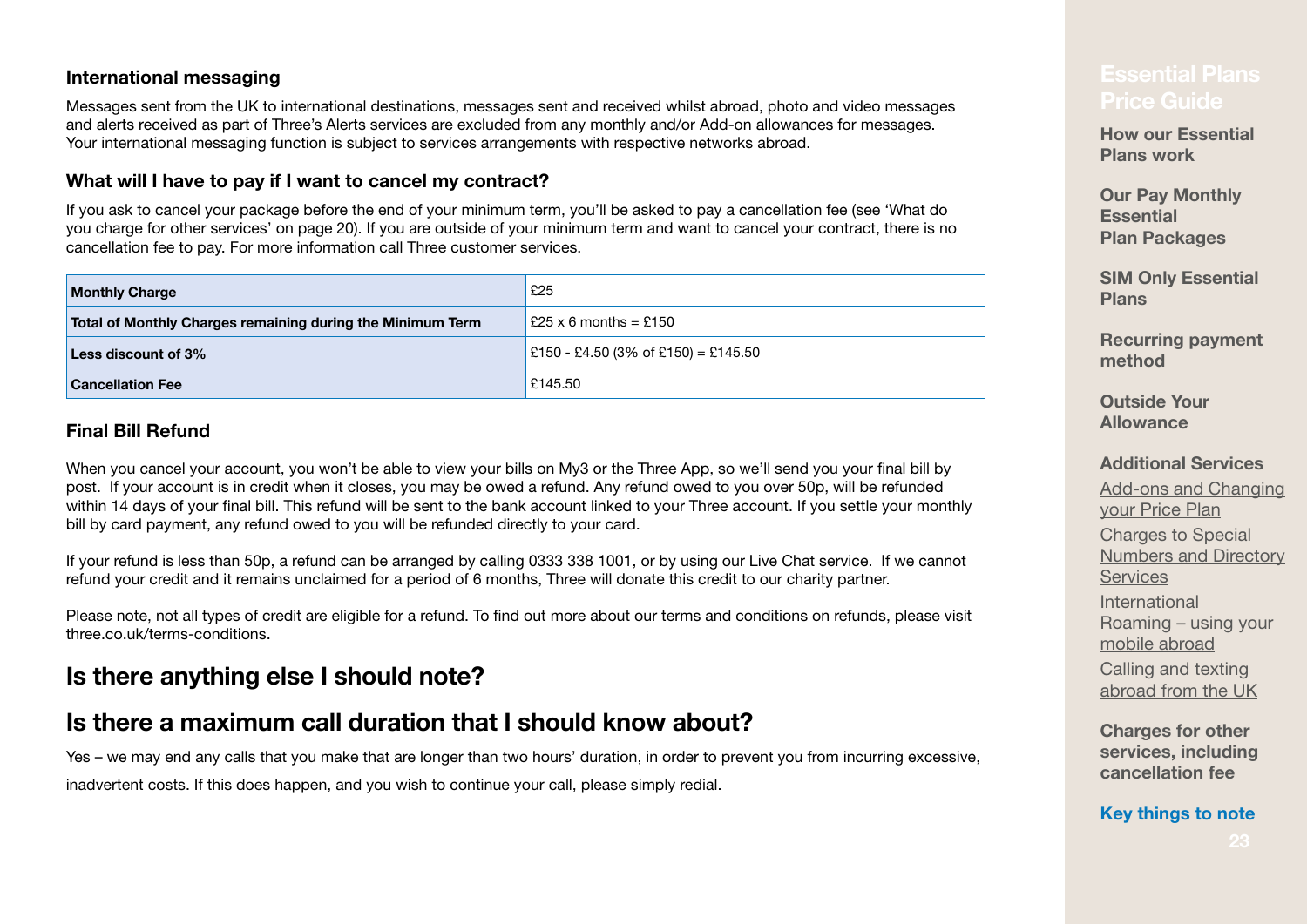### International messaging

Messages sent from the UK to international destinations, messages sent and received whilst abroad, photo and video messages and alerts received as part of Three's Alerts services are excluded from any monthly and/or Add-on allowances for messages. Your international messaging function is subject to services arrangements with respective networks abroad.

### What will I have to pay if I want to cancel my contract?

If you ask to cancel your package before the end of your minimum term, you'll be asked to pay a cancellation fee (see 'What do you charge for other services' on page 20). If you are outside of your minimum term and want to cancel your contract, there is no cancellation fee to pay. For more information call Three customer services.

| | |
|---|---|
| **Monthly Charge** | £25 |
| **Total of Monthly Charges remaining during the Minimum Term** | £25 x 6 months = £150 |
| **Less discount of 3%** | £150 - £4.50 (3% of £150) = £145.50 |
| **Cancellation Fee** | £145.50 |

### Final Bill Refund

When you cancel your account, you won't be able to view your bills on My3 or the Three App, so we'll send you your final bill by post. If your account is in credit when it closes, you may be owed a refund. Any refund owed to you over 50p, will be refunded within 14 days of your final bill. This refund will be sent to the bank account linked to your Three account. If you settle your monthly bill by card payment, any refund owed to you will be refunded directly to your card.

If your refund is less than 50p, a refund can be arranged by calling 0333 338 1001, or by using our Live Chat service. If we cannot refund your credit and it remains unclaimed for a period of 6 months, Three will donate this credit to our charity partner.

Please note, not all types of credit are eligible for a refund. To find out more about our terms and conditions on refunds, please visit three.co.uk/terms-conditions.

## Is there anything else I should note?

## Is there a maximum call duration that I should know about?

Yes – we may end any calls that you make that are longer than two hours' duration, in order to prevent you from incurring excessive, inadvertent costs. If this does happen, and you wish to continue your call, please simply redial.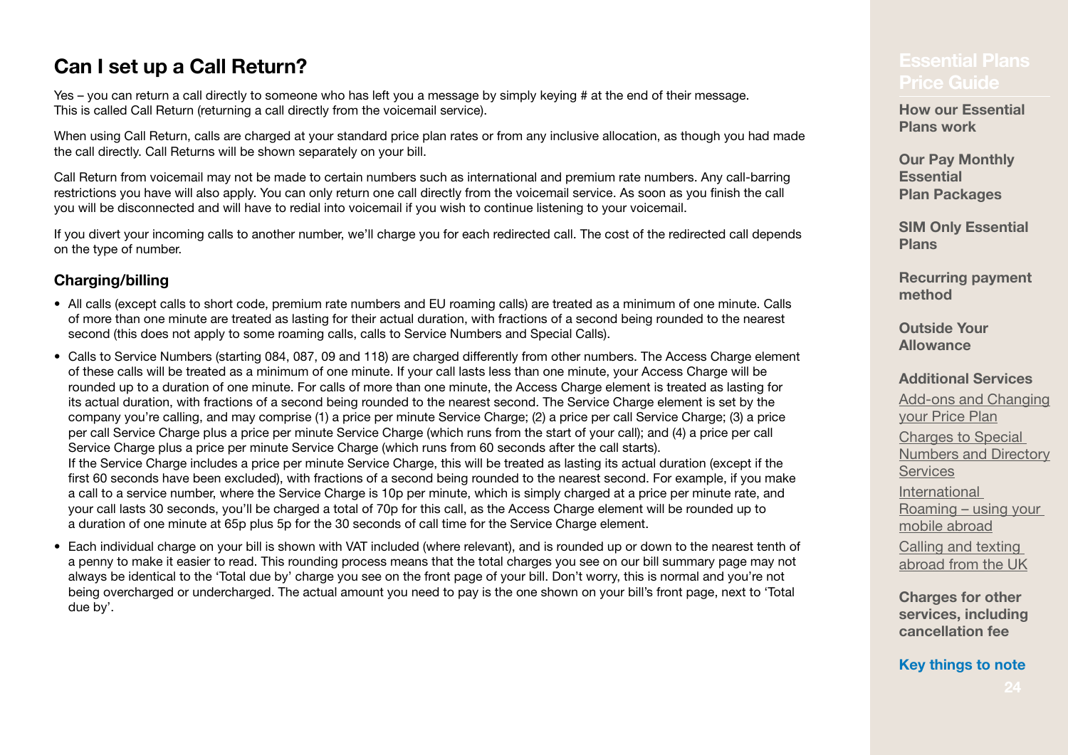## Can I set up a Call Return?

Yes – you can return a call directly to someone who has left you a message by simply keying # at the end of their message. This is called Call Return (returning a call directly from the voicemail service).

When using Call Return, calls are charged at your standard price plan rates or from any inclusive allocation, as though you had made the call directly. Call Returns will be shown separately on your bill.

Call Return from voicemail may not be made to certain numbers such as international and premium rate numbers. Any call-barring restrictions you have will also apply. You can only return one call directly from the voicemail service. As soon as you finish the call you will be disconnected and will have to redial into voicemail if you wish to continue listening to your voicemail.

If you divert your incoming calls to another number, we'll charge you for each redirected call. The cost of the redirected call depends on the type of number.

### Charging/billing

- All calls (except calls to short code, premium rate numbers and EU roaming calls) are treated as a minimum of one minute. Calls of more than one minute are treated as lasting for their actual duration, with fractions of a second being rounded to the nearest second (this does not apply to some roaming calls, calls to Service Numbers and Special Calls).
- Calls to Service Numbers (starting 084, 087, 09 and 118) are charged differently from other numbers. The Access Charge element of these calls will be treated as a minimum of one minute. If your call lasts less than one minute, your Access Charge will be rounded up to a duration of one minute. For calls of more than one minute, the Access Charge element is treated as lasting for its actual duration, with fractions of a second being rounded to the nearest second. The Service Charge element is set by the company you're calling, and may comprise (1) a price per minute Service Charge; (2) a price per call Service Charge; (3) a price per call Service Charge plus a price per minute Service Charge (which runs from the start of your call); and (4) a price per call Service Charge plus a price per minute Service Charge (which runs from 60 seconds after the call starts).
  If the Service Charge includes a price per minute Service Charge, this will be treated as lasting its actual duration (except if the first 60 seconds have been excluded), with fractions of a second being rounded to the nearest second. For example, if you make a call to a service number, where the Service Charge is 10p per minute, which is simply charged at a price per minute rate, and your call lasts 30 seconds, you'll be charged a total of 70p for this call, as the Access Charge element will be rounded up to a duration of one minute at 65p plus 5p for the 30 seconds of call time for the Service Charge element.
- Each individual charge on your bill is shown with VAT included (where relevant), and is rounded up or down to the nearest tenth of a penny to make it easier to read. This rounding process means that the total charges you see on our bill summary page may not always be identical to the 'Total due by' charge you see on the front page of your bill. Don't worry, this is normal and you're not being overcharged or undercharged. The actual amount you need to pay is the one shown on your bill's front page, next to 'Total due by'.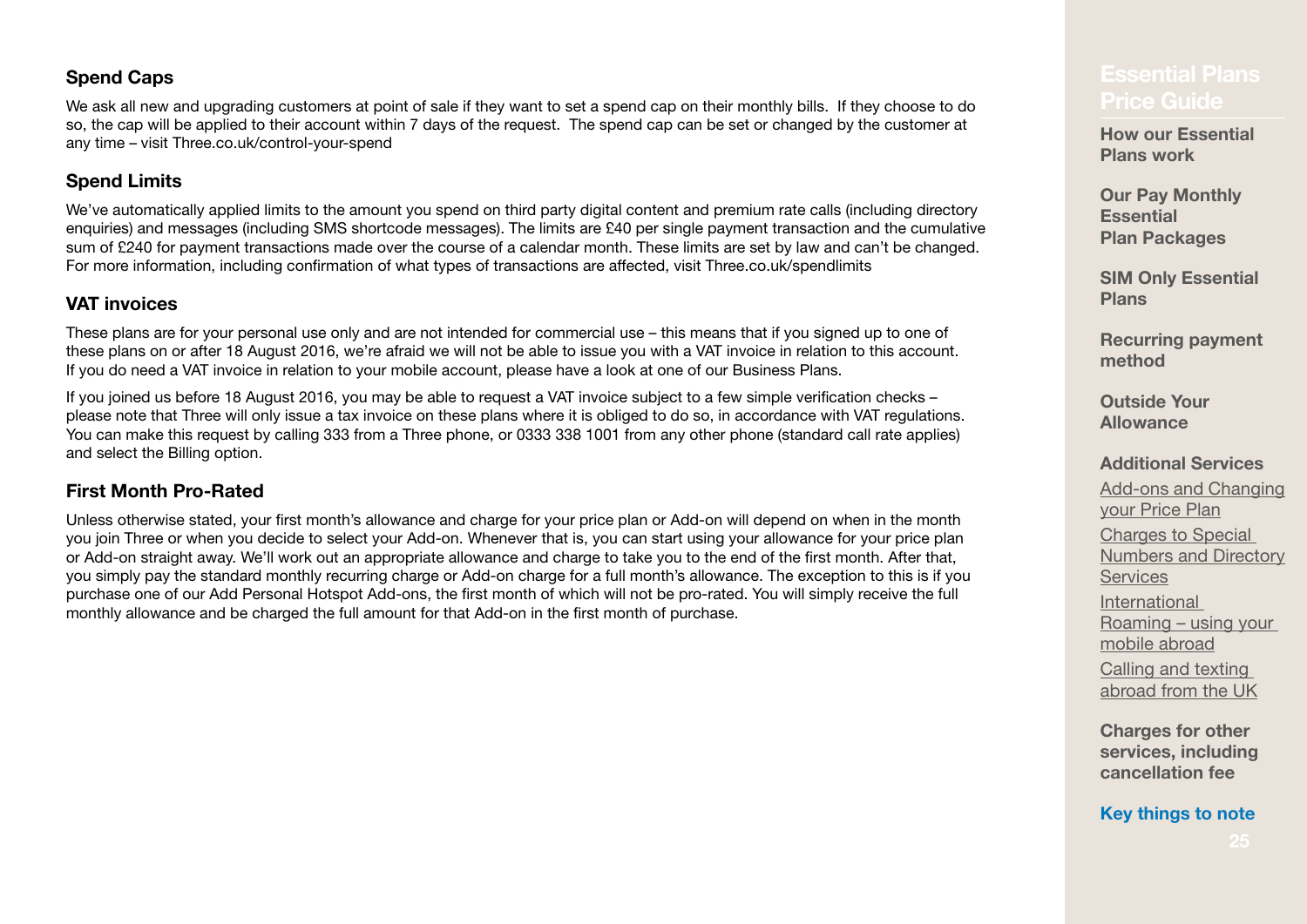### Spend Caps

We ask all new and upgrading customers at point of sale if they want to set a spend cap on their monthly bills. If they choose to do so, the cap will be applied to their account within 7 days of the request. The spend cap can be set or changed by the customer at any time – visit Three.co.uk/control-your-spend

### Spend Limits

We've automatically applied limits to the amount you spend on third party digital content and premium rate calls (including directory enquiries) and messages (including SMS shortcode messages). The limits are £40 per single payment transaction and the cumulative sum of £240 for payment transactions made over the course of a calendar month. These limits are set by law and can't be changed. For more information, including confirmation of what types of transactions are affected, visit Three.co.uk/spendlimits

### VAT invoices

These plans are for your personal use only and are not intended for commercial use – this means that if you signed up to one of these plans on or after 18 August 2016, we're afraid we will not be able to issue you with a VAT invoice in relation to this account. If you do need a VAT invoice in relation to your mobile account, please have a look at one of our Business Plans.

If you joined us before 18 August 2016, you may be able to request a VAT invoice subject to a few simple verification checks – please note that Three will only issue a tax invoice on these plans where it is obliged to do so, in accordance with VAT regulations. You can make this request by calling 333 from a Three phone, or 0333 338 1001 from any other phone (standard call rate applies) and select the Billing option.

### First Month Pro-Rated

Unless otherwise stated, your first month's allowance and charge for your price plan or Add-on will depend on when in the month you join Three or when you decide to select your Add-on. Whenever that is, you can start using your allowance for your price plan or Add-on straight away. We'll work out an appropriate allowance and charge to take you to the end of the first month. After that, you simply pay the standard monthly recurring charge or Add-on charge for a full month's allowance. The exception to this is if you purchase one of our Add Personal Hotspot Add-ons, the first month of which will not be pro-rated. You will simply receive the full monthly allowance and be charged the full amount for that Add-on in the first month of purchase.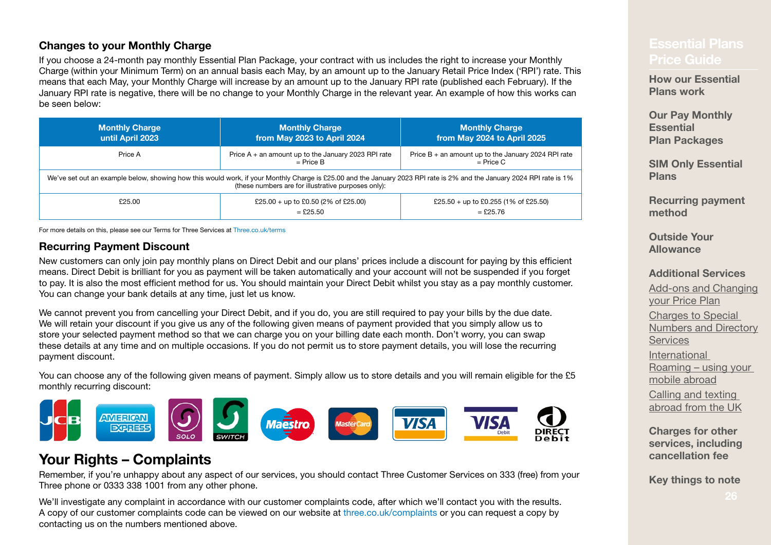## Changes to your Monthly Charge

If you choose a 24-month pay monthly Essential Plan Package, your contract with us includes the right to increase your Monthly Charge (within your Minimum Term) on an annual basis each May, by an amount up to the January Retail Price Index ('RPI') rate. This means that each May, your Monthly Charge will increase by an amount up to the January RPI rate (published each February). If the January RPI rate is negative, there will be no change to your Monthly Charge in the relevant year. An example of how this works can be seen below:

| Monthly Charge until April 2023 | Monthly Charge from May 2023 to April 2024 | Monthly Charge from May 2024 to April 2025 |
|---|---|---|
| Price A | Price A + an amount up to the January 2023 RPI rate = Price B | Price B + an amount up to the January 2024 RPI rate = Price C |
| We've set out an example below, showing how this would work, if your Monthly Charge is £25.00 and the January 2023 RPI rate is 2% and the January 2024 RPI rate is 1% (these numbers are for illustrative purposes only): | | |
| £25.00 | £25.00 + up to £0.50 (2% of £25.00) = £25.50 | £25.50 + up to £0.255 (1% of £25.50) = £25.76 |

For more details on this, please see our Terms for Three Services at Three.co.uk/terms

## Recurring Payment Discount

New customers can only join pay monthly plans on Direct Debit and our plans' prices include a discount for paying by this efficient means. Direct Debit is brilliant for you as payment will be taken automatically and your account will not be suspended if you forget to pay. It is also the most efficient method for us. You should maintain your Direct Debit whilst you stay as a pay monthly customer. You can change your bank details at any time, just let us know.

We cannot prevent you from cancelling your Direct Debit, and if you do, you are still required to pay your bills by the due date. We will retain your discount if you give us any of the following given means of payment provided that you simply allow us to store your selected payment method so that we can charge you on your billing date each month. Don't worry, you can swap these details at any time and on multiple occasions. If you do not permit us to store payment details, you will lose the recurring payment discount.

You can choose any of the following given means of payment. Simply allow us to store details and you will remain eligible for the £5 monthly recurring discount:

JCB, American Express, Solo, Switch, Maestro, MasterCard, Visa, Visa Debit, Direct Debit

# Your Rights – Complaints

Remember, if you're unhappy about any aspect of our services, you should contact Three Customer Services on 333 (free) from your Three phone or 0333 338 1001 from any other phone.

We'll investigate any complaint in accordance with our customer complaints code, after which we'll contact you with the results. A copy of our customer complaints code can be viewed on our website at three.co.uk/complaints or you can request a copy by contacting us on the numbers mentioned above.